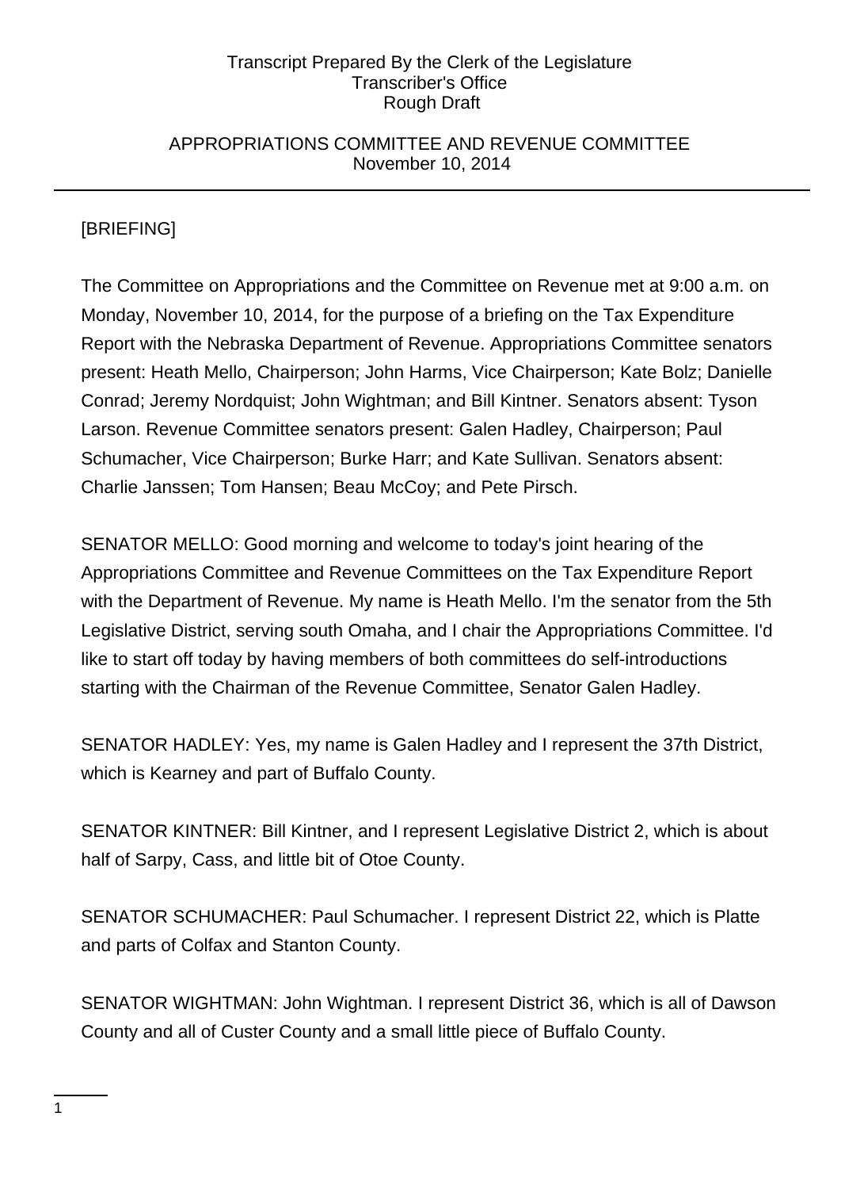APPROPRIATIONS COMMITTEE AND REVENUE COMMITTEE
November 10, 2014

[BRIEFING]

The Committee on Appropriations and the Committee on Revenue met at 9:00 a.m. on Monday, November 10, 2014, for the purpose of a briefing on the Tax Expenditure Report with the Nebraska Department of Revenue. Appropriations Committee senators present: Heath Mello, Chairperson; John Harms, Vice Chairperson; Kate Bolz; Danielle Conrad; Jeremy Nordquist; John Wightman; and Bill Kintner. Senators absent: Tyson Larson. Revenue Committee senators present: Galen Hadley, Chairperson; Paul Schumacher, Vice Chairperson; Burke Harr; and Kate Sullivan. Senators absent: Charlie Janssen; Tom Hansen; Beau McCoy; and Pete Pirsch.

SENATOR MELLO: Good morning and welcome to today's joint hearing of the Appropriations Committee and Revenue Committees on the Tax Expenditure Report with the Department of Revenue. My name is Heath Mello. I'm the senator from the 5th Legislative District, serving south Omaha, and I chair the Appropriations Committee. I'd like to start off today by having members of both committees do self-introductions starting with the Chairman of the Revenue Committee, Senator Galen Hadley.

SENATOR HADLEY: Yes, my name is Galen Hadley and I represent the 37th District, which is Kearney and part of Buffalo County.

SENATOR KINTNER: Bill Kintner, and I represent Legislative District 2, which is about half of Sarpy, Cass, and little bit of Otoe County.

SENATOR SCHUMACHER: Paul Schumacher. I represent District 22, which is Platte and parts of Colfax and Stanton County.

SENATOR WIGHTMAN: John Wightman. I represent District 36, which is all of Dawson County and all of Custer County and a small little piece of Buffalo County.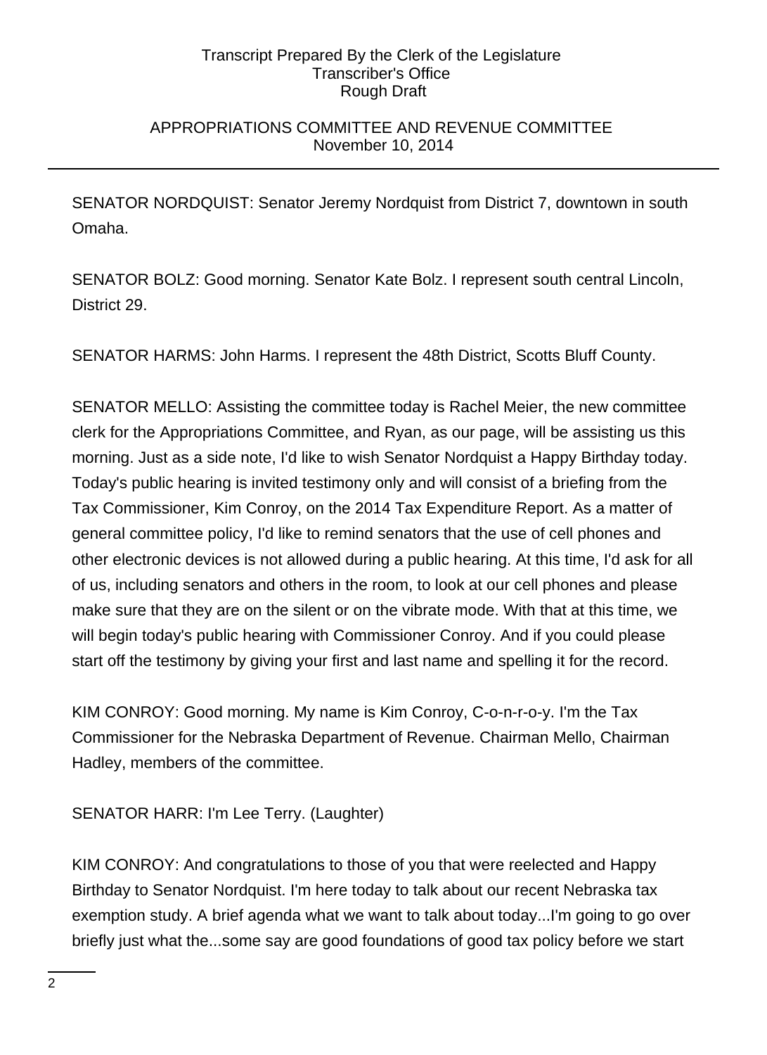SENATOR NORDQUIST: Senator Jeremy Nordquist from District 7, downtown in south Omaha.

SENATOR BOLZ: Good morning. Senator Kate Bolz. I represent south central Lincoln, District 29.

SENATOR HARMS: John Harms. I represent the 48th District, Scotts Bluff County.

SENATOR MELLO: Assisting the committee today is Rachel Meier, the new committee clerk for the Appropriations Committee, and Ryan, as our page, will be assisting us this morning. Just as a side note, I'd like to wish Senator Nordquist a Happy Birthday today. Today's public hearing is invited testimony only and will consist of a briefing from the Tax Commissioner, Kim Conroy, on the 2014 Tax Expenditure Report. As a matter of general committee policy, I'd like to remind senators that the use of cell phones and other electronic devices is not allowed during a public hearing. At this time, I'd ask for all of us, including senators and others in the room, to look at our cell phones and please make sure that they are on the silent or on the vibrate mode. With that at this time, we will begin today's public hearing with Commissioner Conroy. And if you could please start off the testimony by giving your first and last name and spelling it for the record.

KIM CONROY: Good morning. My name is Kim Conroy, C-o-n-r-o-y. I'm the Tax Commissioner for the Nebraska Department of Revenue. Chairman Mello, Chairman Hadley, members of the committee.

SENATOR HARR: I'm Lee Terry. (Laughter)

KIM CONROY: And congratulations to those of you that were reelected and Happy Birthday to Senator Nordquist. I'm here today to talk about our recent Nebraska tax exemption study. A brief agenda what we want to talk about today...I'm going to go over briefly just what the...some say are good foundations of good tax policy before we start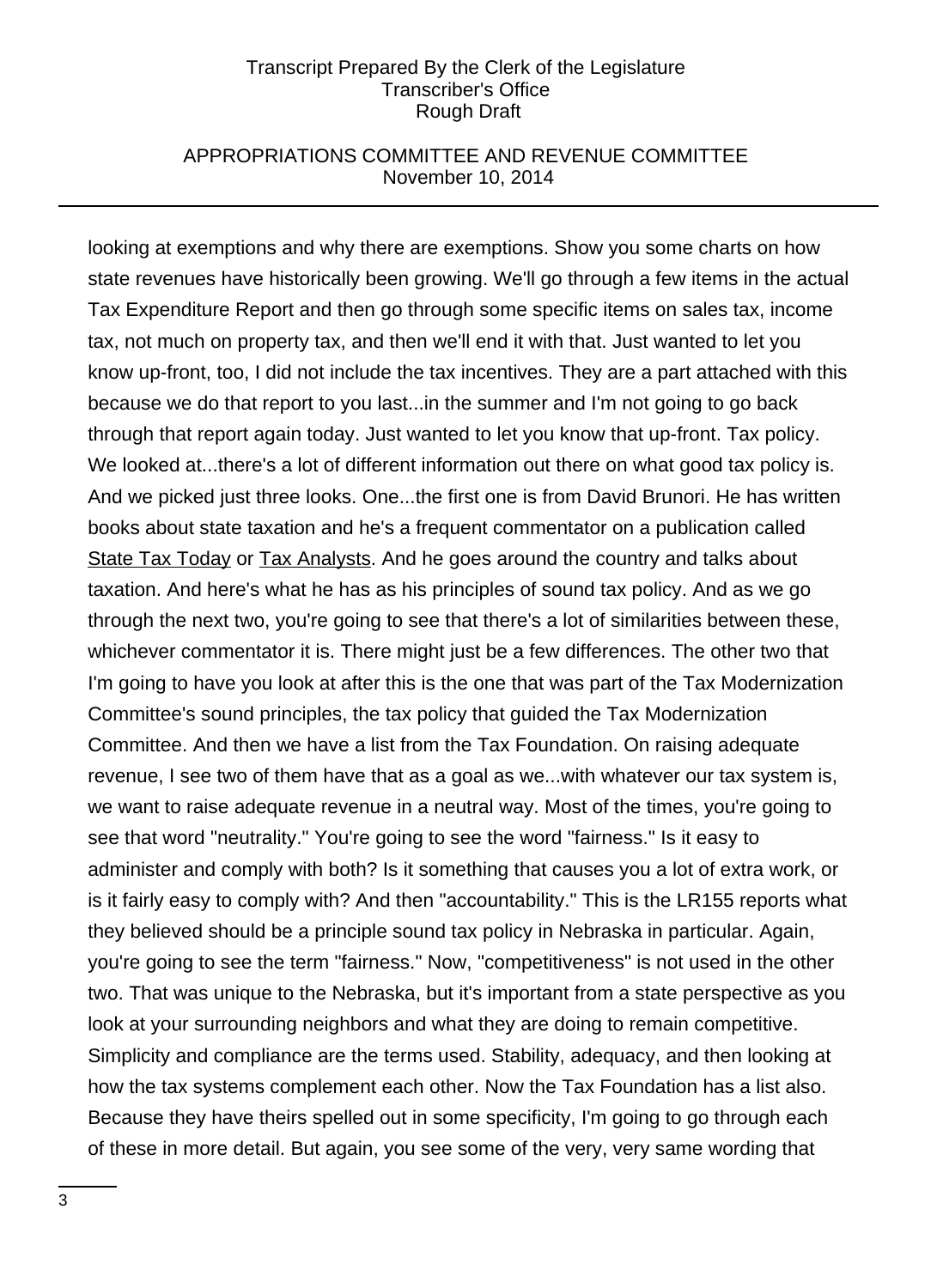looking at exemptions and why there are exemptions. Show you some charts on how state revenues have historically been growing. We'll go through a few items in the actual Tax Expenditure Report and then go through some specific items on sales tax, income tax, not much on property tax, and then we'll end it with that. Just wanted to let you know up-front, too, I did not include the tax incentives. They are a part attached with this because we do that report to you last...in the summer and I'm not going to go back through that report again today. Just wanted to let you know that up-front. Tax policy. We looked at...there's a lot of different information out there on what good tax policy is. And we picked just three looks. One...the first one is from David Brunori. He has written books about state taxation and he's a frequent commentator on a publication called State Tax Today or Tax Analysts. And he goes around the country and talks about taxation. And here's what he has as his principles of sound tax policy. And as we go through the next two, you're going to see that there's a lot of similarities between these, whichever commentator it is. There might just be a few differences. The other two that I'm going to have you look at after this is the one that was part of the Tax Modernization Committee's sound principles, the tax policy that guided the Tax Modernization Committee. And then we have a list from the Tax Foundation. On raising adequate revenue, I see two of them have that as a goal as we...with whatever our tax system is, we want to raise adequate revenue in a neutral way. Most of the times, you're going to see that word "neutrality." You're going to see the word "fairness." Is it easy to administer and comply with both? Is it something that causes you a lot of extra work, or is it fairly easy to comply with? And then "accountability." This is the LR155 reports what they believed should be a principle sound tax policy in Nebraska in particular. Again, you're going to see the term "fairness." Now, "competitiveness" is not used in the other two. That was unique to the Nebraska, but it's important from a state perspective as you look at your surrounding neighbors and what they are doing to remain competitive. Simplicity and compliance are the terms used. Stability, adequacy, and then looking at how the tax systems complement each other. Now the Tax Foundation has a list also. Because they have theirs spelled out in some specificity, I'm going to go through each of these in more detail. But again, you see some of the very, very same wording that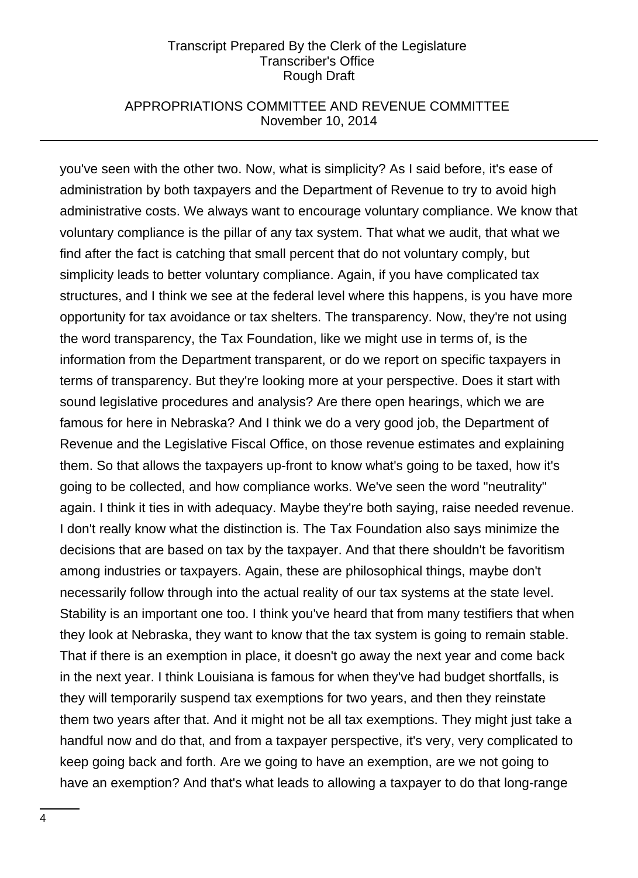you've seen with the other two. Now, what is simplicity? As I said before, it's ease of administration by both taxpayers and the Department of Revenue to try to avoid high administrative costs. We always want to encourage voluntary compliance. We know that voluntary compliance is the pillar of any tax system. That what we audit, that what we find after the fact is catching that small percent that do not voluntary comply, but simplicity leads to better voluntary compliance. Again, if you have complicated tax structures, and I think we see at the federal level where this happens, is you have more opportunity for tax avoidance or tax shelters. The transparency. Now, they're not using the word transparency, the Tax Foundation, like we might use in terms of, is the information from the Department transparent, or do we report on specific taxpayers in terms of transparency. But they're looking more at your perspective. Does it start with sound legislative procedures and analysis? Are there open hearings, which we are famous for here in Nebraska? And I think we do a very good job, the Department of Revenue and the Legislative Fiscal Office, on those revenue estimates and explaining them. So that allows the taxpayers up-front to know what's going to be taxed, how it's going to be collected, and how compliance works. We've seen the word "neutrality" again. I think it ties in with adequacy. Maybe they're both saying, raise needed revenue. I don't really know what the distinction is. The Tax Foundation also says minimize the decisions that are based on tax by the taxpayer. And that there shouldn't be favoritism among industries or taxpayers. Again, these are philosophical things, maybe don't necessarily follow through into the actual reality of our tax systems at the state level. Stability is an important one too. I think you've heard that from many testifiers that when they look at Nebraska, they want to know that the tax system is going to remain stable. That if there is an exemption in place, it doesn't go away the next year and come back in the next year. I think Louisiana is famous for when they've had budget shortfalls, is they will temporarily suspend tax exemptions for two years, and then they reinstate them two years after that. And it might not be all tax exemptions. They might just take a handful now and do that, and from a taxpayer perspective, it's very, very complicated to keep going back and forth. Are we going to have an exemption, are we not going to have an exemption? And that's what leads to allowing a taxpayer to do that long-range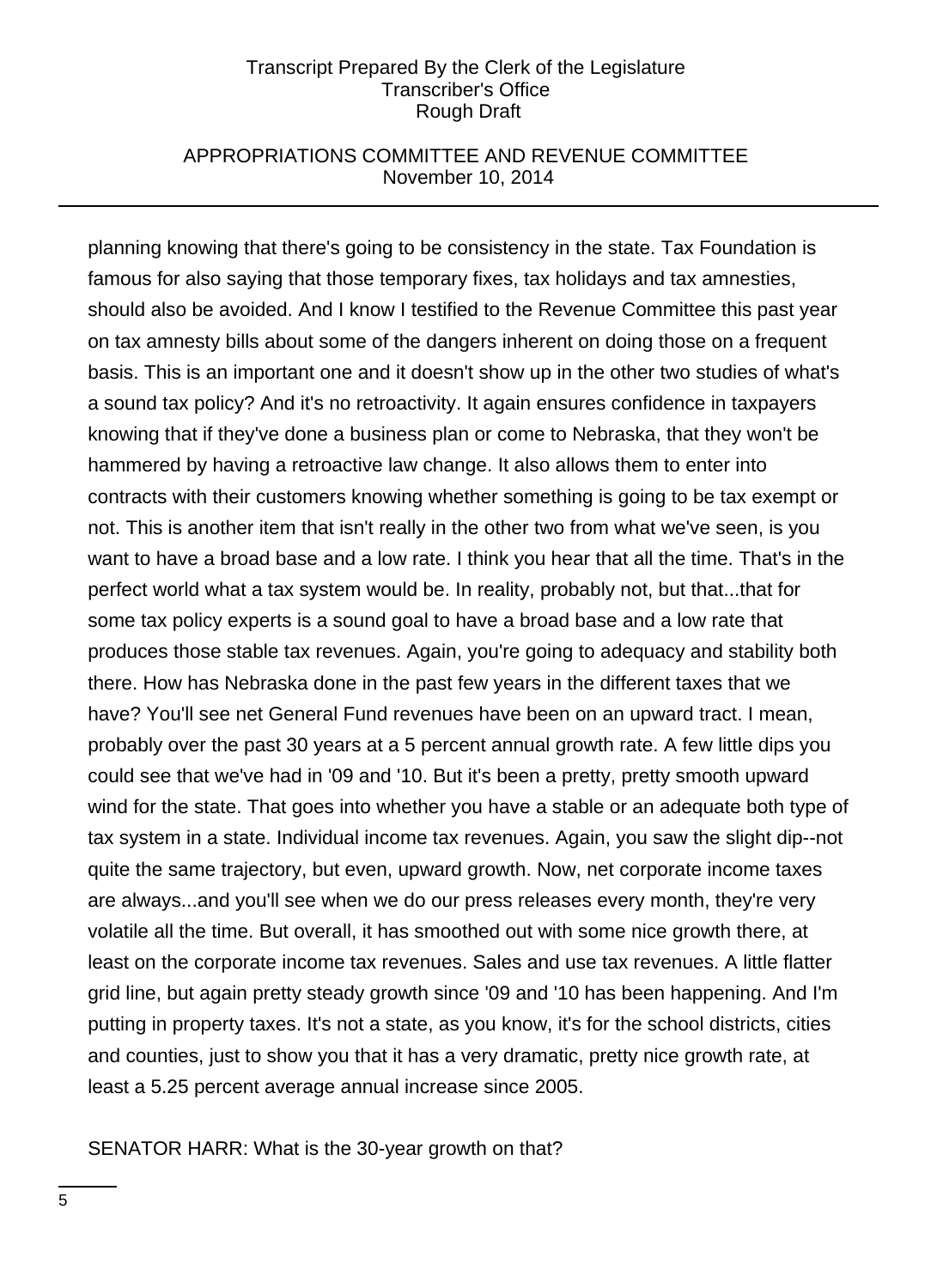planning knowing that there's going to be consistency in the state. Tax Foundation is famous for also saying that those temporary fixes, tax holidays and tax amnesties, should also be avoided. And I know I testified to the Revenue Committee this past year on tax amnesty bills about some of the dangers inherent on doing those on a frequent basis. This is an important one and it doesn't show up in the other two studies of what's a sound tax policy? And it's no retroactivity. It again ensures confidence in taxpayers knowing that if they've done a business plan or come to Nebraska, that they won't be hammered by having a retroactive law change. It also allows them to enter into contracts with their customers knowing whether something is going to be tax exempt or not. This is another item that isn't really in the other two from what we've seen, is you want to have a broad base and a low rate. I think you hear that all the time. That's in the perfect world what a tax system would be. In reality, probably not, but that...that for some tax policy experts is a sound goal to have a broad base and a low rate that produces those stable tax revenues. Again, you're going to adequacy and stability both there. How has Nebraska done in the past few years in the different taxes that we have? You'll see net General Fund revenues have been on an upward tract. I mean, probably over the past 30 years at a 5 percent annual growth rate. A few little dips you could see that we've had in '09 and '10. But it's been a pretty, pretty smooth upward wind for the state. That goes into whether you have a stable or an adequate both type of tax system in a state. Individual income tax revenues. Again, you saw the slight dip--not quite the same trajectory, but even, upward growth. Now, net corporate income taxes are always...and you'll see when we do our press releases every month, they're very volatile all the time. But overall, it has smoothed out with some nice growth there, at least on the corporate income tax revenues. Sales and use tax revenues. A little flatter grid line, but again pretty steady growth since '09 and '10 has been happening. And I'm putting in property taxes. It's not a state, as you know, it's for the school districts, cities and counties, just to show you that it has a very dramatic, pretty nice growth rate, at least a 5.25 percent average annual increase since 2005.

SENATOR HARR: What is the 30-year growth on that?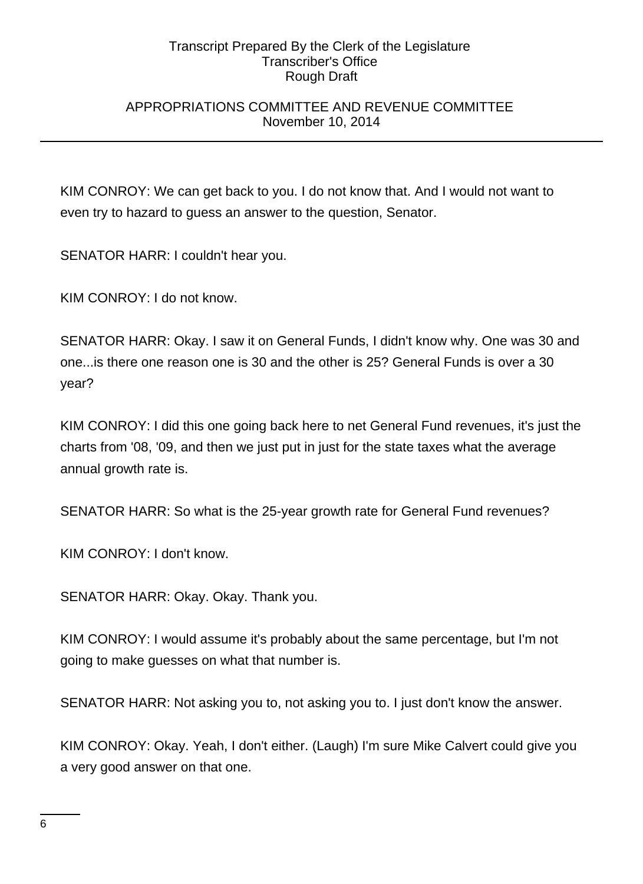KIM CONROY: We can get back to you. I do not know that. And I would not want to even try to hazard to guess an answer to the question, Senator.

SENATOR HARR: I couldn't hear you.

KIM CONROY: I do not know.

SENATOR HARR: Okay. I saw it on General Funds, I didn't know why. One was 30 and one...is there one reason one is 30 and the other is 25? General Funds is over a 30 year?

KIM CONROY: I did this one going back here to net General Fund revenues, it's just the charts from '08, '09, and then we just put in just for the state taxes what the average annual growth rate is.

SENATOR HARR: So what is the 25-year growth rate for General Fund revenues?

KIM CONROY: I don't know.

SENATOR HARR: Okay. Okay. Thank you.

KIM CONROY: I would assume it's probably about the same percentage, but I'm not going to make guesses on what that number is.

SENATOR HARR: Not asking you to, not asking you to. I just don't know the answer.

KIM CONROY: Okay. Yeah, I don't either. (Laugh) I'm sure Mike Calvert could give you a very good answer on that one.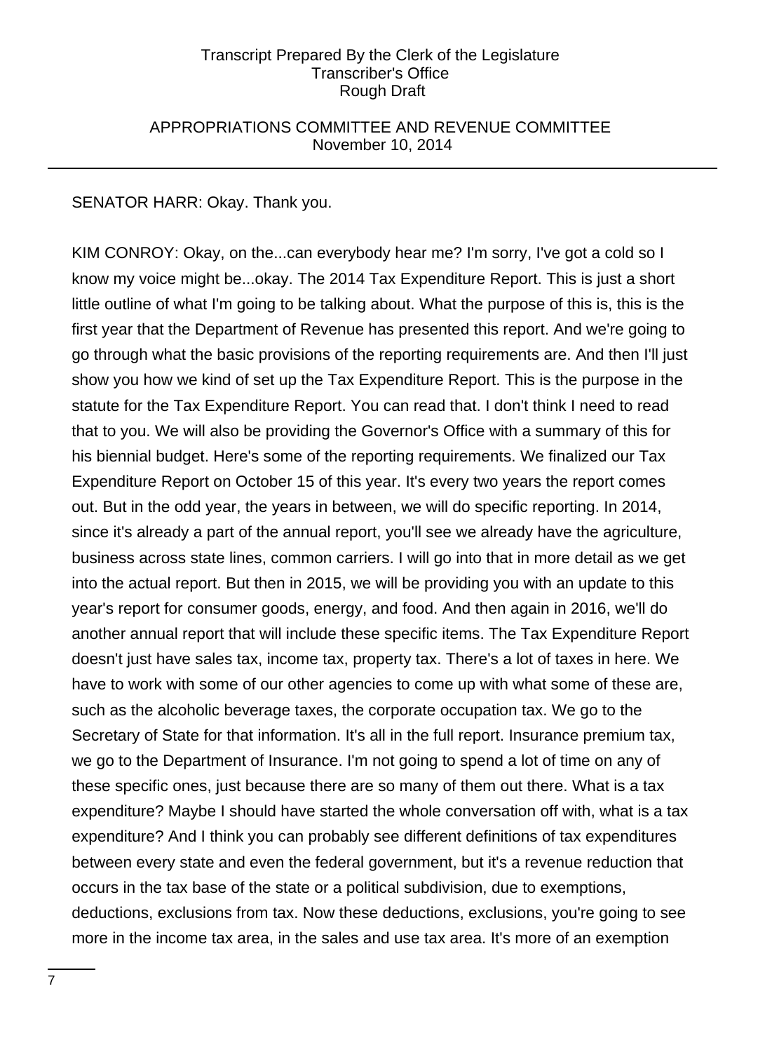SENATOR HARR: Okay. Thank you.

KIM CONROY: Okay, on the...can everybody hear me? I'm sorry, I've got a cold so I know my voice might be...okay. The 2014 Tax Expenditure Report. This is just a short little outline of what I'm going to be talking about. What the purpose of this is, this is the first year that the Department of Revenue has presented this report. And we're going to go through what the basic provisions of the reporting requirements are. And then I'll just show you how we kind of set up the Tax Expenditure Report. This is the purpose in the statute for the Tax Expenditure Report. You can read that. I don't think I need to read that to you. We will also be providing the Governor's Office with a summary of this for his biennial budget. Here's some of the reporting requirements. We finalized our Tax Expenditure Report on October 15 of this year. It's every two years the report comes out. But in the odd year, the years in between, we will do specific reporting. In 2014, since it's already a part of the annual report, you'll see we already have the agriculture, business across state lines, common carriers. I will go into that in more detail as we get into the actual report. But then in 2015, we will be providing you with an update to this year's report for consumer goods, energy, and food. And then again in 2016, we'll do another annual report that will include these specific items. The Tax Expenditure Report doesn't just have sales tax, income tax, property tax. There's a lot of taxes in here. We have to work with some of our other agencies to come up with what some of these are, such as the alcoholic beverage taxes, the corporate occupation tax. We go to the Secretary of State for that information. It's all in the full report. Insurance premium tax, we go to the Department of Insurance. I'm not going to spend a lot of time on any of these specific ones, just because there are so many of them out there. What is a tax expenditure? Maybe I should have started the whole conversation off with, what is a tax expenditure? And I think you can probably see different definitions of tax expenditures between every state and even the federal government, but it's a revenue reduction that occurs in the tax base of the state or a political subdivision, due to exemptions, deductions, exclusions from tax. Now these deductions, exclusions, you're going to see more in the income tax area, in the sales and use tax area. It's more of an exemption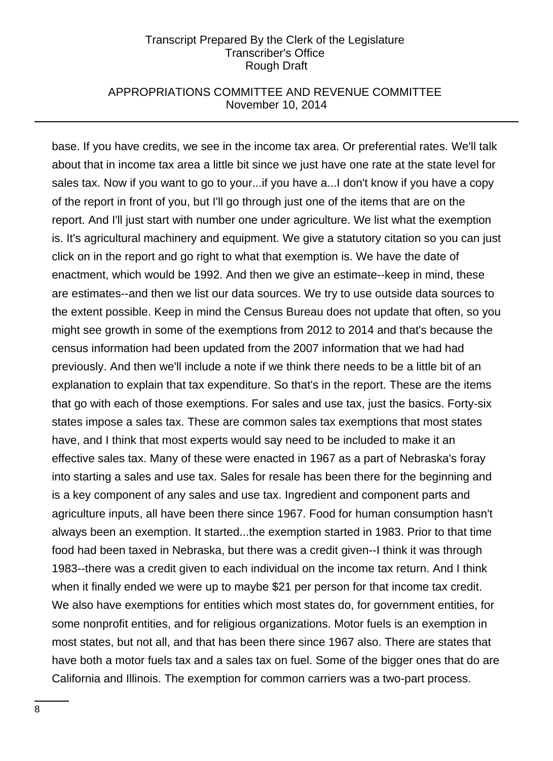base. If you have credits, we see in the income tax area. Or preferential rates. We'll talk about that in income tax area a little bit since we just have one rate at the state level for sales tax. Now if you want to go to your...if you have a...I don't know if you have a copy of the report in front of you, but I'll go through just one of the items that are on the report. And I'll just start with number one under agriculture. We list what the exemption is. It's agricultural machinery and equipment. We give a statutory citation so you can just click on in the report and go right to what that exemption is. We have the date of enactment, which would be 1992. And then we give an estimate--keep in mind, these are estimates--and then we list our data sources. We try to use outside data sources to the extent possible. Keep in mind the Census Bureau does not update that often, so you might see growth in some of the exemptions from 2012 to 2014 and that's because the census information had been updated from the 2007 information that we had had previously. And then we'll include a note if we think there needs to be a little bit of an explanation to explain that tax expenditure. So that's in the report. These are the items that go with each of those exemptions. For sales and use tax, just the basics. Forty-six states impose a sales tax. These are common sales tax exemptions that most states have, and I think that most experts would say need to be included to make it an effective sales tax. Many of these were enacted in 1967 as a part of Nebraska's foray into starting a sales and use tax. Sales for resale has been there for the beginning and is a key component of any sales and use tax. Ingredient and component parts and agriculture inputs, all have been there since 1967. Food for human consumption hasn't always been an exemption. It started...the exemption started in 1983. Prior to that time food had been taxed in Nebraska, but there was a credit given--I think it was through 1983--there was a credit given to each individual on the income tax return. And I think when it finally ended we were up to maybe $21 per person for that income tax credit. We also have exemptions for entities which most states do, for government entities, for some nonprofit entities, and for religious organizations. Motor fuels is an exemption in most states, but not all, and that has been there since 1967 also. There are states that have both a motor fuels tax and a sales tax on fuel. Some of the bigger ones that do are California and Illinois. The exemption for common carriers was a two-part process.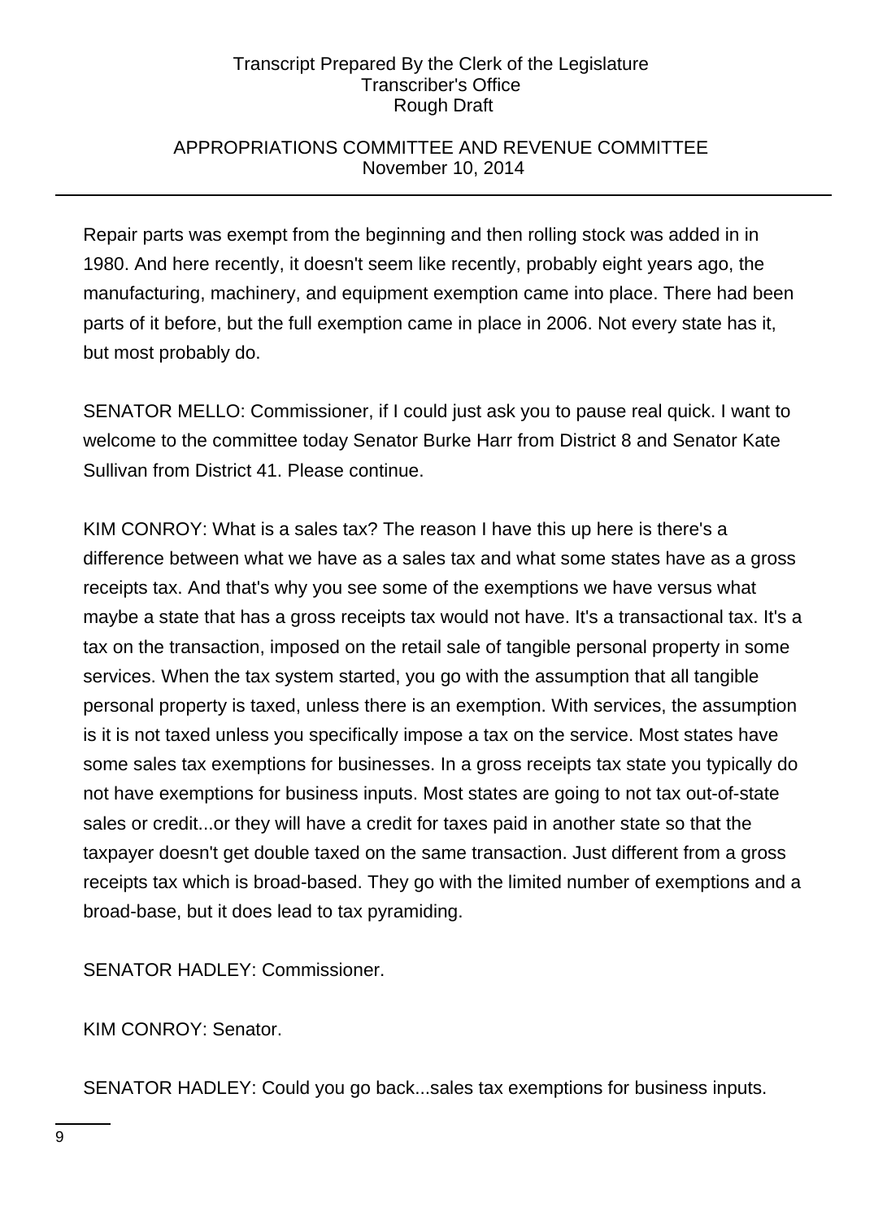Repair parts was exempt from the beginning and then rolling stock was added in in 1980. And here recently, it doesn't seem like recently, probably eight years ago, the manufacturing, machinery, and equipment exemption came into place. There had been parts of it before, but the full exemption came in place in 2006. Not every state has it, but most probably do.

SENATOR MELLO: Commissioner, if I could just ask you to pause real quick. I want to welcome to the committee today Senator Burke Harr from District 8 and Senator Kate Sullivan from District 41. Please continue.

KIM CONROY: What is a sales tax? The reason I have this up here is there's a difference between what we have as a sales tax and what some states have as a gross receipts tax. And that's why you see some of the exemptions we have versus what maybe a state that has a gross receipts tax would not have. It's a transactional tax. It's a tax on the transaction, imposed on the retail sale of tangible personal property in some services. When the tax system started, you go with the assumption that all tangible personal property is taxed, unless there is an exemption. With services, the assumption is it is not taxed unless you specifically impose a tax on the service. Most states have some sales tax exemptions for businesses. In a gross receipts tax state you typically do not have exemptions for business inputs. Most states are going to not tax out-of-state sales or credit...or they will have a credit for taxes paid in another state so that the taxpayer doesn't get double taxed on the same transaction. Just different from a gross receipts tax which is broad-based. They go with the limited number of exemptions and a broad-base, but it does lead to tax pyramiding.

SENATOR HADLEY: Commissioner.

KIM CONROY: Senator.

SENATOR HADLEY: Could you go back...sales tax exemptions for business inputs.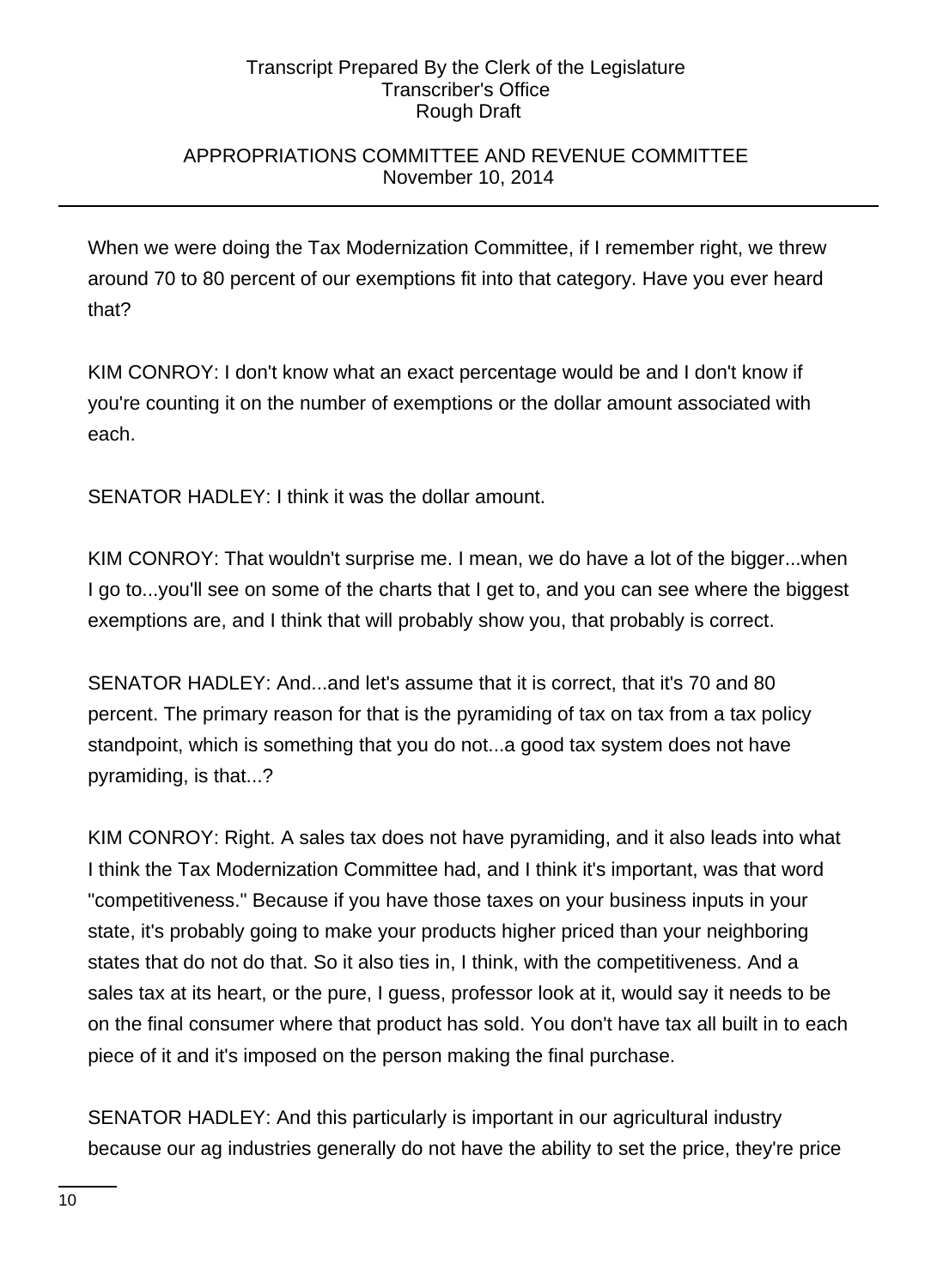When we were doing the Tax Modernization Committee, if I remember right, we threw around 70 to 80 percent of our exemptions fit into that category. Have you ever heard that?

KIM CONROY: I don't know what an exact percentage would be and I don't know if you're counting it on the number of exemptions or the dollar amount associated with each.

SENATOR HADLEY: I think it was the dollar amount.

KIM CONROY: That wouldn't surprise me. I mean, we do have a lot of the bigger...when I go to...you'll see on some of the charts that I get to, and you can see where the biggest exemptions are, and I think that will probably show you, that probably is correct.

SENATOR HADLEY: And...and let's assume that it is correct, that it's 70 and 80 percent. The primary reason for that is the pyramiding of tax on tax from a tax policy standpoint, which is something that you do not...a good tax system does not have pyramiding, is that...?

KIM CONROY: Right. A sales tax does not have pyramiding, and it also leads into what I think the Tax Modernization Committee had, and I think it's important, was that word "competitiveness." Because if you have those taxes on your business inputs in your state, it's probably going to make your products higher priced than your neighboring states that do not do that. So it also ties in, I think, with the competitiveness. And a sales tax at its heart, or the pure, I guess, professor look at it, would say it needs to be on the final consumer where that product has sold. You don't have tax all built in to each piece of it and it's imposed on the person making the final purchase.

SENATOR HADLEY: And this particularly is important in our agricultural industry because our ag industries generally do not have the ability to set the price, they're price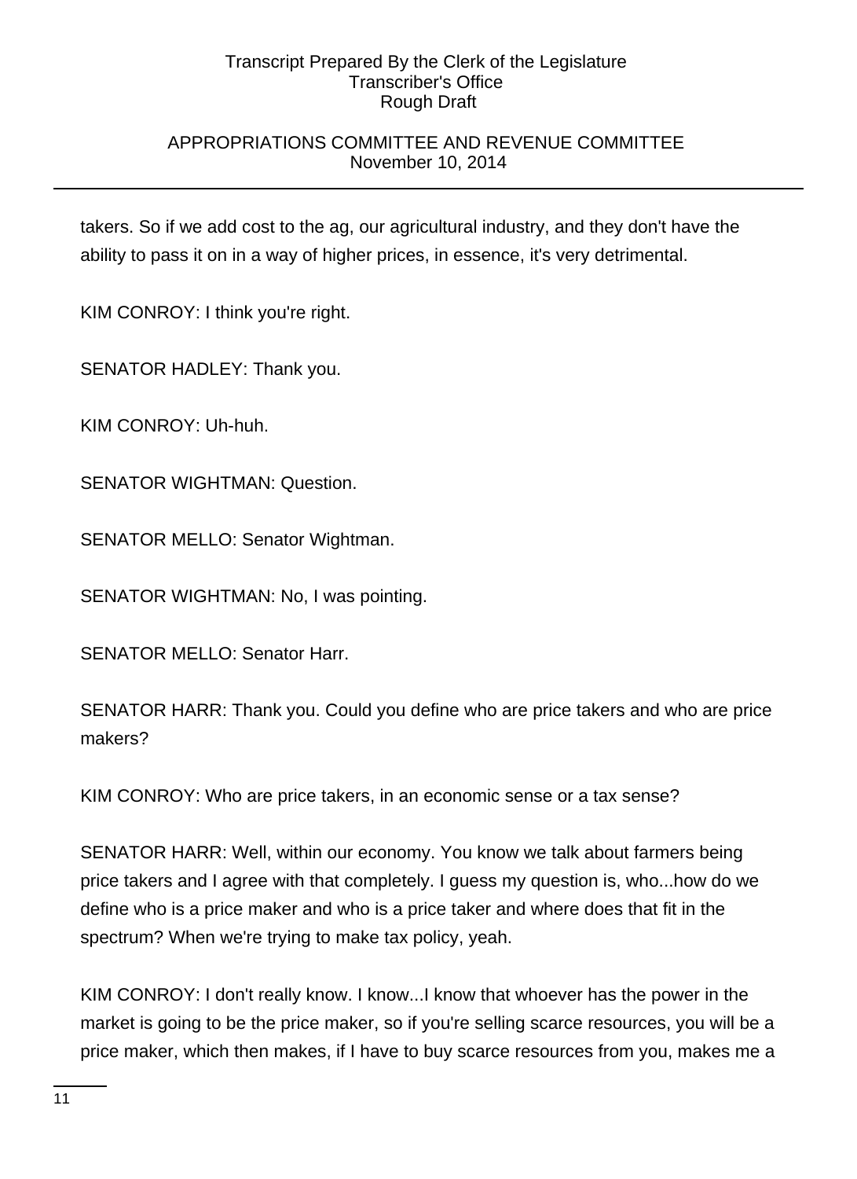takers. So if we add cost to the ag, our agricultural industry, and they don't have the ability to pass it on in a way of higher prices, in essence, it's very detrimental.

KIM CONROY: I think you're right.

SENATOR HADLEY: Thank you.

KIM CONROY: Uh-huh.

SENATOR WIGHTMAN: Question.

SENATOR MELLO: Senator Wightman.

SENATOR WIGHTMAN: No, I was pointing.

SENATOR MELLO: Senator Harr.

SENATOR HARR: Thank you. Could you define who are price takers and who are price makers?

KIM CONROY: Who are price takers, in an economic sense or a tax sense?

SENATOR HARR: Well, within our economy. You know we talk about farmers being price takers and I agree with that completely. I guess my question is, who...how do we define who is a price maker and who is a price taker and where does that fit in the spectrum? When we're trying to make tax policy, yeah.

KIM CONROY: I don't really know. I know...I know that whoever has the power in the market is going to be the price maker, so if you're selling scarce resources, you will be a price maker, which then makes, if I have to buy scarce resources from you, makes me a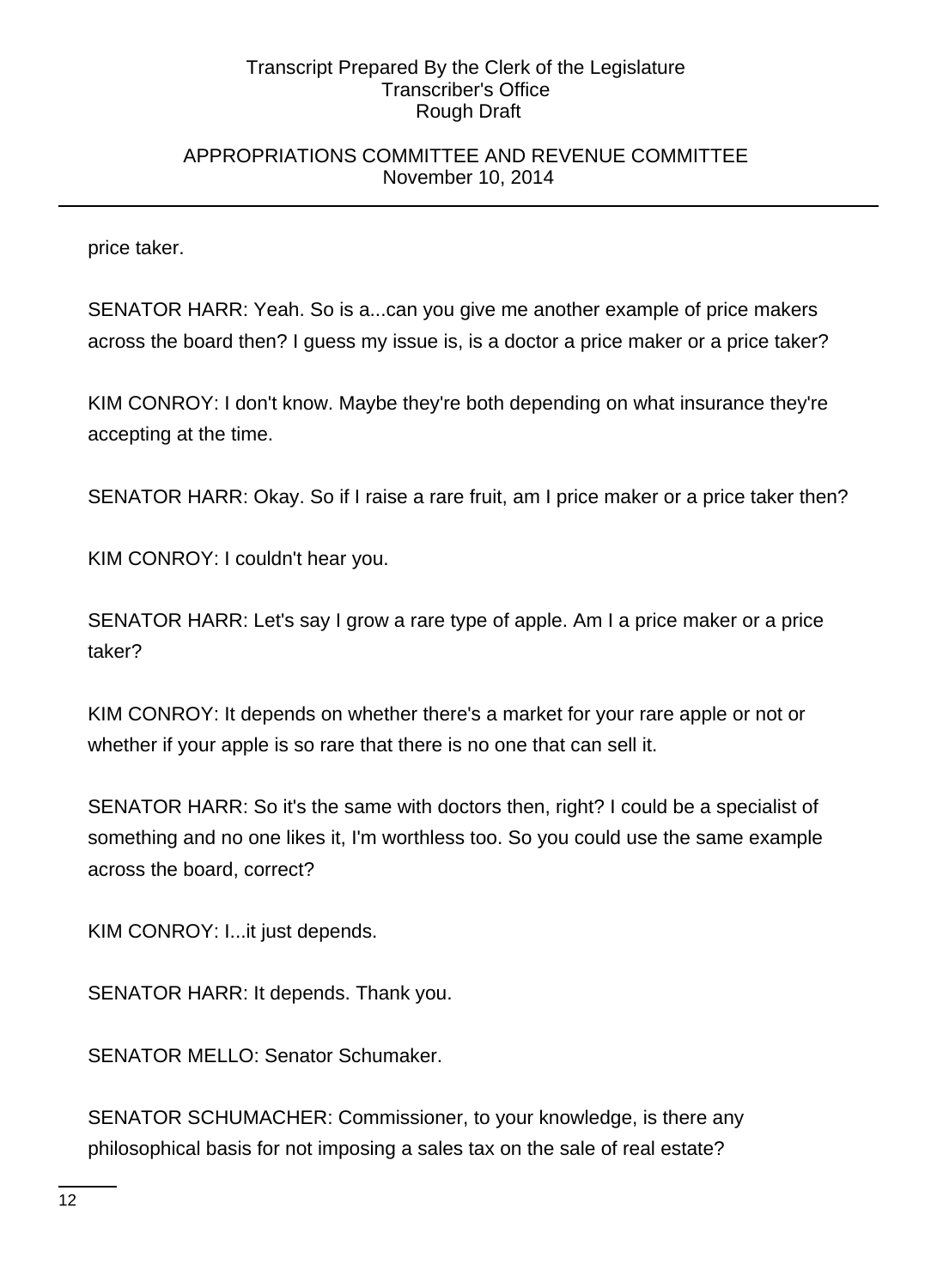price taker.

SENATOR HARR: Yeah. So is a...can you give me another example of price makers across the board then? I guess my issue is, is a doctor a price maker or a price taker?

KIM CONROY: I don't know. Maybe they're both depending on what insurance they're accepting at the time.

SENATOR HARR: Okay. So if I raise a rare fruit, am I price maker or a price taker then?

KIM CONROY: I couldn't hear you.

SENATOR HARR: Let's say I grow a rare type of apple. Am I a price maker or a price taker?

KIM CONROY: It depends on whether there's a market for your rare apple or not or whether if your apple is so rare that there is no one that can sell it.

SENATOR HARR: So it's the same with doctors then, right? I could be a specialist of something and no one likes it, I'm worthless too. So you could use the same example across the board, correct?

KIM CONROY: I...it just depends.

SENATOR HARR: It depends. Thank you.

SENATOR MELLO: Senator Schumaker.

SENATOR SCHUMACHER: Commissioner, to your knowledge, is there any philosophical basis for not imposing a sales tax on the sale of real estate?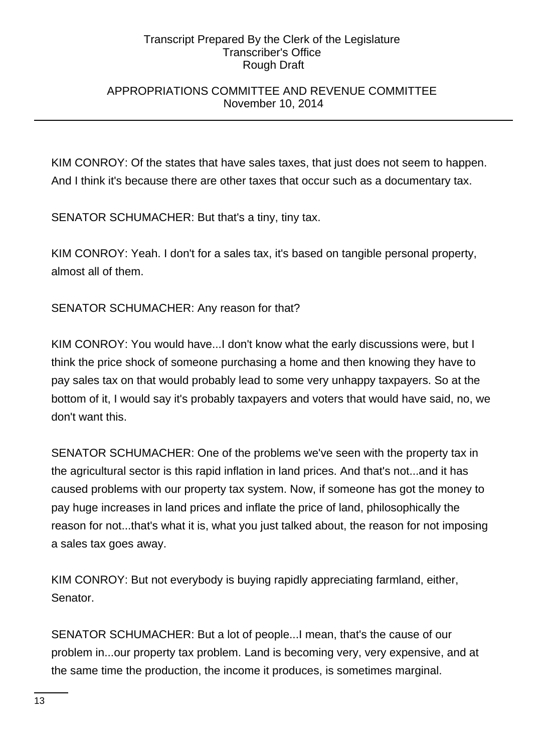KIM CONROY: Of the states that have sales taxes, that just does not seem to happen. And I think it's because there are other taxes that occur such as a documentary tax.

SENATOR SCHUMACHER: But that's a tiny, tiny tax.

KIM CONROY: Yeah. I don't for a sales tax, it's based on tangible personal property, almost all of them.

SENATOR SCHUMACHER: Any reason for that?

KIM CONROY: You would have...I don't know what the early discussions were, but I think the price shock of someone purchasing a home and then knowing they have to pay sales tax on that would probably lead to some very unhappy taxpayers. So at the bottom of it, I would say it's probably taxpayers and voters that would have said, no, we don't want this.

SENATOR SCHUMACHER: One of the problems we've seen with the property tax in the agricultural sector is this rapid inflation in land prices. And that's not...and it has caused problems with our property tax system. Now, if someone has got the money to pay huge increases in land prices and inflate the price of land, philosophically the reason for not...that's what it is, what you just talked about, the reason for not imposing a sales tax goes away.

KIM CONROY: But not everybody is buying rapidly appreciating farmland, either, Senator.

SENATOR SCHUMACHER: But a lot of people...I mean, that's the cause of our problem in...our property tax problem. Land is becoming very, very expensive, and at the same time the production, the income it produces, is sometimes marginal.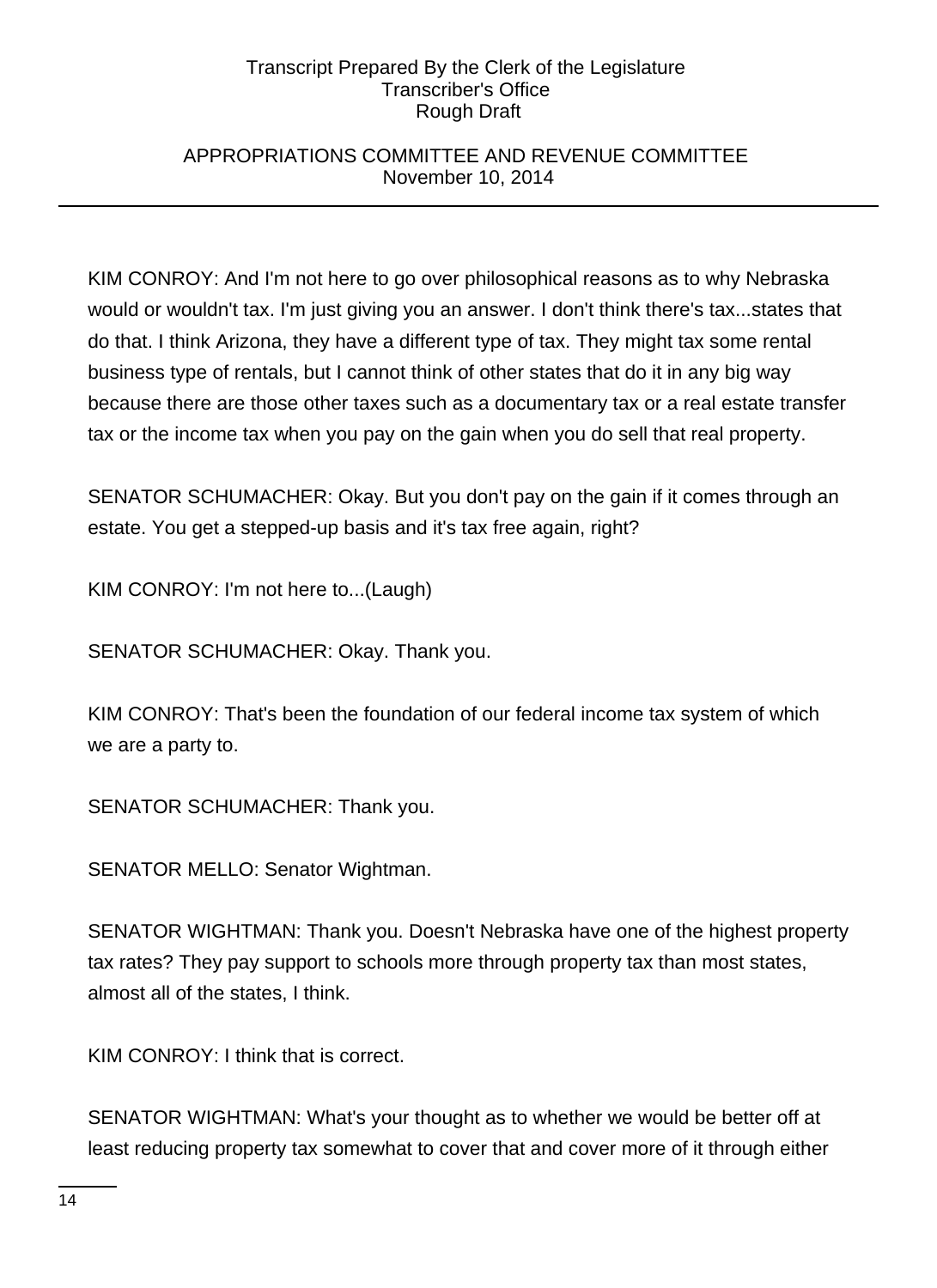KIM CONROY: And I'm not here to go over philosophical reasons as to why Nebraska would or wouldn't tax. I'm just giving you an answer. I don't think there's tax...states that do that. I think Arizona, they have a different type of tax. They might tax some rental business type of rentals, but I cannot think of other states that do it in any big way because there are those other taxes such as a documentary tax or a real estate transfer tax or the income tax when you pay on the gain when you do sell that real property.

SENATOR SCHUMACHER: Okay. But you don't pay on the gain if it comes through an estate. You get a stepped-up basis and it's tax free again, right?

KIM CONROY: I'm not here to...(Laugh)

SENATOR SCHUMACHER: Okay. Thank you.

KIM CONROY: That's been the foundation of our federal income tax system of which we are a party to.

SENATOR SCHUMACHER: Thank you.

SENATOR MELLO: Senator Wightman.

SENATOR WIGHTMAN: Thank you. Doesn't Nebraska have one of the highest property tax rates? They pay support to schools more through property tax than most states, almost all of the states, I think.

KIM CONROY: I think that is correct.

SENATOR WIGHTMAN: What's your thought as to whether we would be better off at least reducing property tax somewhat to cover that and cover more of it through either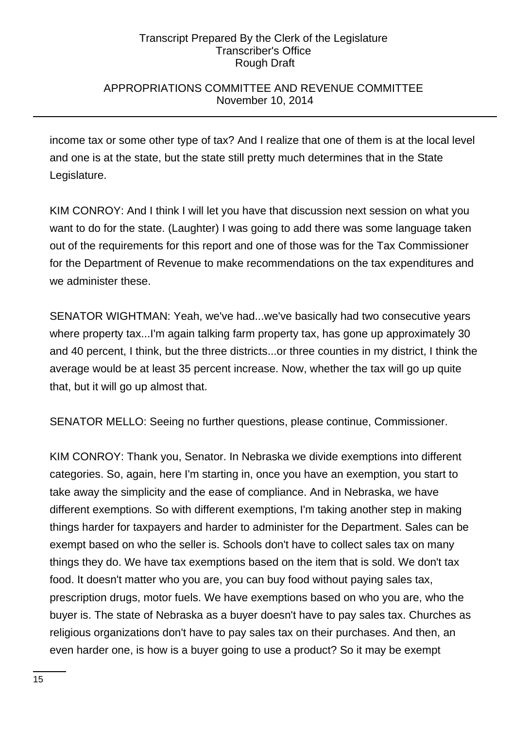income tax or some other type of tax? And I realize that one of them is at the local level and one is at the state, but the state still pretty much determines that in the State Legislature.

KIM CONROY: And I think I will let you have that discussion next session on what you want to do for the state. (Laughter) I was going to add there was some language taken out of the requirements for this report and one of those was for the Tax Commissioner for the Department of Revenue to make recommendations on the tax expenditures and we administer these.

SENATOR WIGHTMAN: Yeah, we've had...we've basically had two consecutive years where property tax...I'm again talking farm property tax, has gone up approximately 30 and 40 percent, I think, but the three districts...or three counties in my district, I think the average would be at least 35 percent increase. Now, whether the tax will go up quite that, but it will go up almost that.

SENATOR MELLO: Seeing no further questions, please continue, Commissioner.

KIM CONROY: Thank you, Senator. In Nebraska we divide exemptions into different categories. So, again, here I'm starting in, once you have an exemption, you start to take away the simplicity and the ease of compliance. And in Nebraska, we have different exemptions. So with different exemptions, I'm taking another step in making things harder for taxpayers and harder to administer for the Department. Sales can be exempt based on who the seller is. Schools don't have to collect sales tax on many things they do. We have tax exemptions based on the item that is sold. We don't tax food. It doesn't matter who you are, you can buy food without paying sales tax, prescription drugs, motor fuels. We have exemptions based on who you are, who the buyer is. The state of Nebraska as a buyer doesn't have to pay sales tax. Churches as religious organizations don't have to pay sales tax on their purchases. And then, an even harder one, is how is a buyer going to use a product? So it may be exempt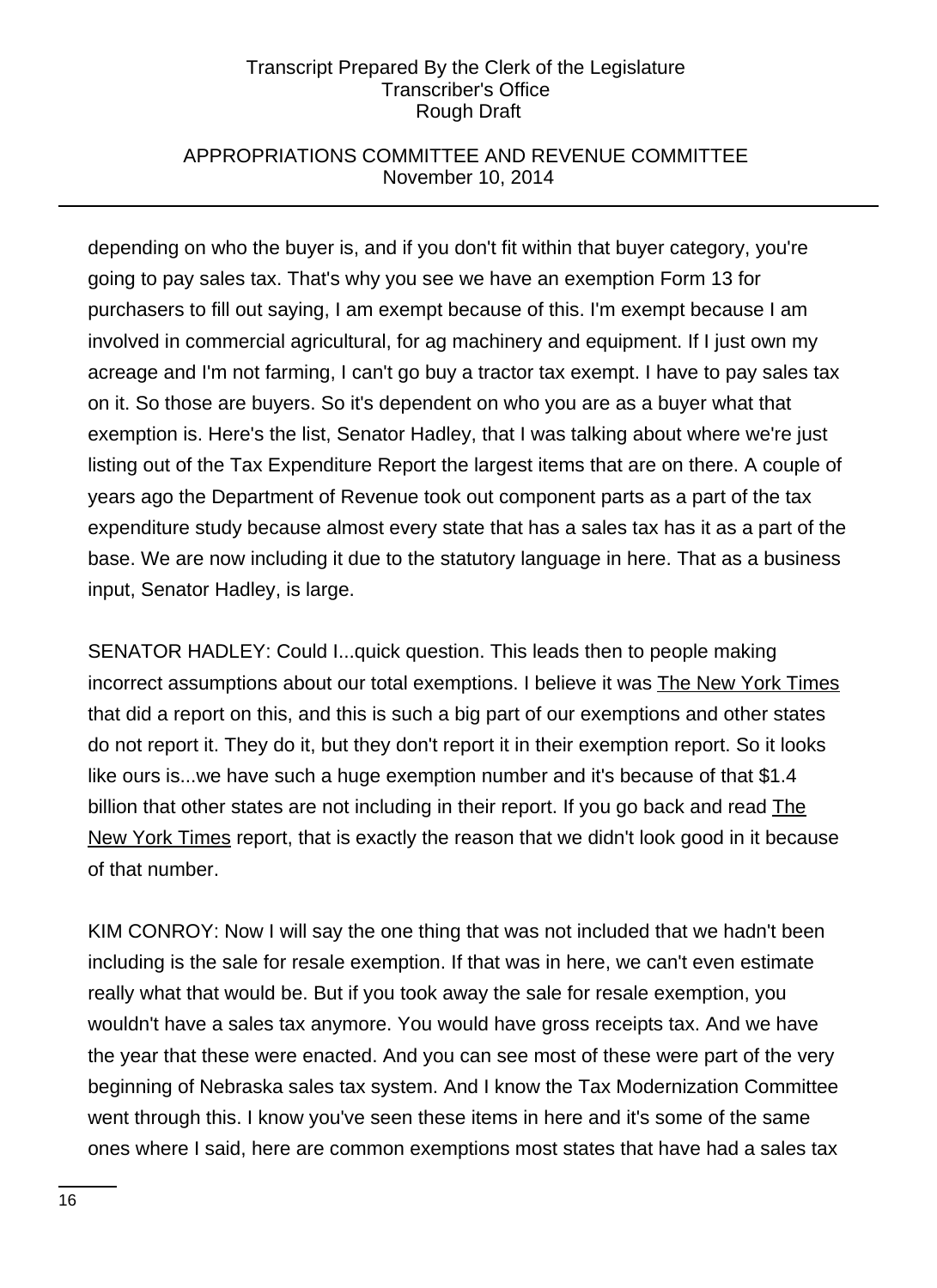depending on who the buyer is, and if you don't fit within that buyer category, you're going to pay sales tax. That's why you see we have an exemption Form 13 for purchasers to fill out saying, I am exempt because of this. I'm exempt because I am involved in commercial agricultural, for ag machinery and equipment. If I just own my acreage and I'm not farming, I can't go buy a tractor tax exempt. I have to pay sales tax on it. So those are buyers. So it's dependent on who you are as a buyer what that exemption is. Here's the list, Senator Hadley, that I was talking about where we're just listing out of the Tax Expenditure Report the largest items that are on there. A couple of years ago the Department of Revenue took out component parts as a part of the tax expenditure study because almost every state that has a sales tax has it as a part of the base. We are now including it due to the statutory language in here. That as a business input, Senator Hadley, is large.

SENATOR HADLEY: Could I...quick question. This leads then to people making incorrect assumptions about our total exemptions. I believe it was The New York Times that did a report on this, and this is such a big part of our exemptions and other states do not report it. They do it, but they don't report it in their exemption report. So it looks like ours is...we have such a huge exemption number and it's because of that $1.4 billion that other states are not including in their report. If you go back and read The New York Times report, that is exactly the reason that we didn't look good in it because of that number.

KIM CONROY: Now I will say the one thing that was not included that we hadn't been including is the sale for resale exemption. If that was in here, we can't even estimate really what that would be. But if you took away the sale for resale exemption, you wouldn't have a sales tax anymore. You would have gross receipts tax. And we have the year that these were enacted. And you can see most of these were part of the very beginning of Nebraska sales tax system. And I know the Tax Modernization Committee went through this. I know you've seen these items in here and it's some of the same ones where I said, here are common exemptions most states that have had a sales tax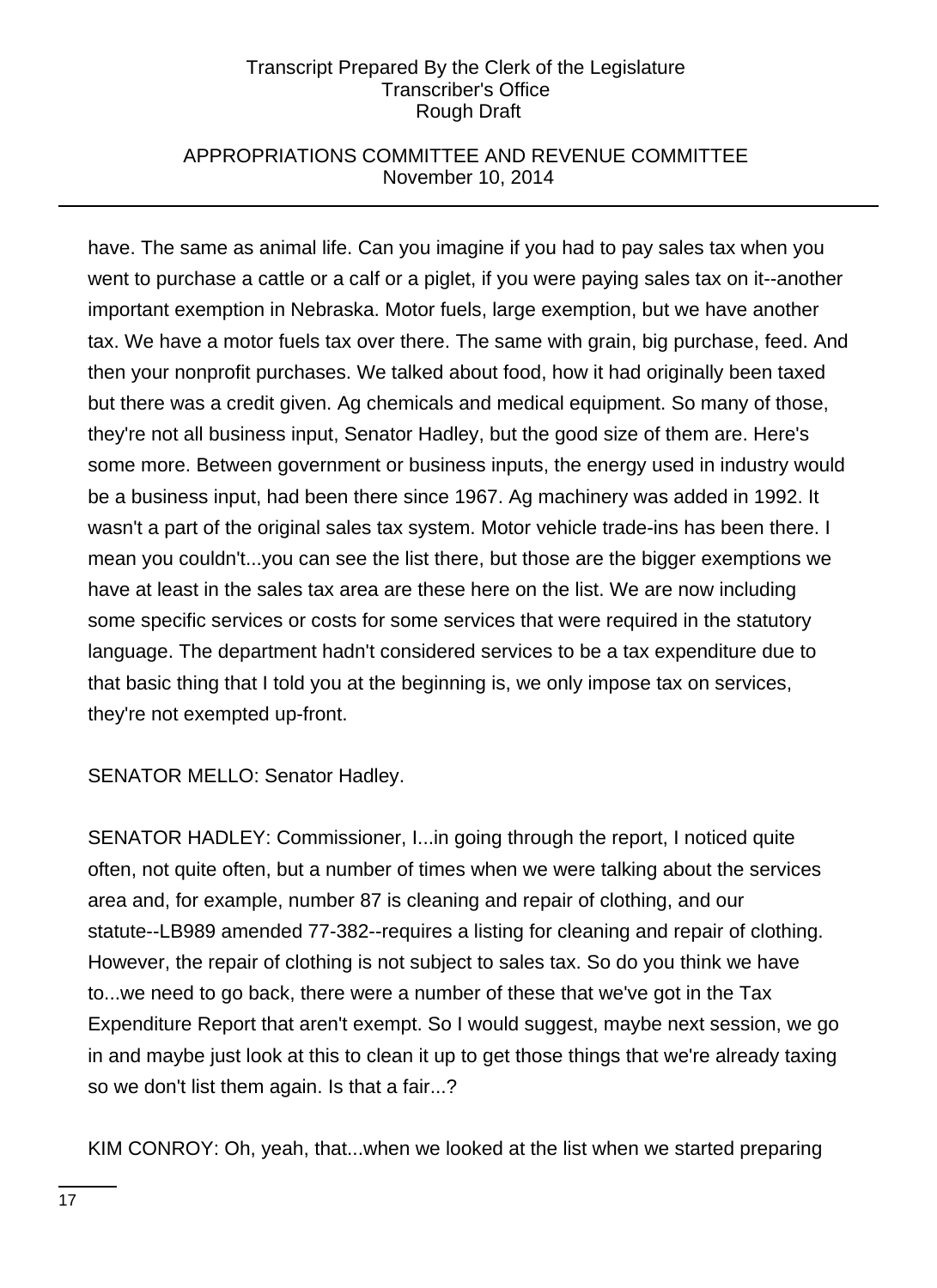have. The same as animal life. Can you imagine if you had to pay sales tax when you went to purchase a cattle or a calf or a piglet, if you were paying sales tax on it--another important exemption in Nebraska. Motor fuels, large exemption, but we have another tax. We have a motor fuels tax over there. The same with grain, big purchase, feed. And then your nonprofit purchases. We talked about food, how it had originally been taxed but there was a credit given. Ag chemicals and medical equipment. So many of those, they're not all business input, Senator Hadley, but the good size of them are. Here's some more. Between government or business inputs, the energy used in industry would be a business input, had been there since 1967. Ag machinery was added in 1992. It wasn't a part of the original sales tax system. Motor vehicle trade-ins has been there. I mean you couldn't...you can see the list there, but those are the bigger exemptions we have at least in the sales tax area are these here on the list. We are now including some specific services or costs for some services that were required in the statutory language. The department hadn't considered services to be a tax expenditure due to that basic thing that I told you at the beginning is, we only impose tax on services, they're not exempted up-front.

SENATOR MELLO: Senator Hadley.

SENATOR HADLEY: Commissioner, I...in going through the report, I noticed quite often, not quite often, but a number of times when we were talking about the services area and, for example, number 87 is cleaning and repair of clothing, and our statute--LB989 amended 77-382--requires a listing for cleaning and repair of clothing. However, the repair of clothing is not subject to sales tax. So do you think we have to...we need to go back, there were a number of these that we've got in the Tax Expenditure Report that aren't exempt. So I would suggest, maybe next session, we go in and maybe just look at this to clean it up to get those things that we're already taxing so we don't list them again. Is that a fair...?

KIM CONROY: Oh, yeah, that...when we looked at the list when we started preparing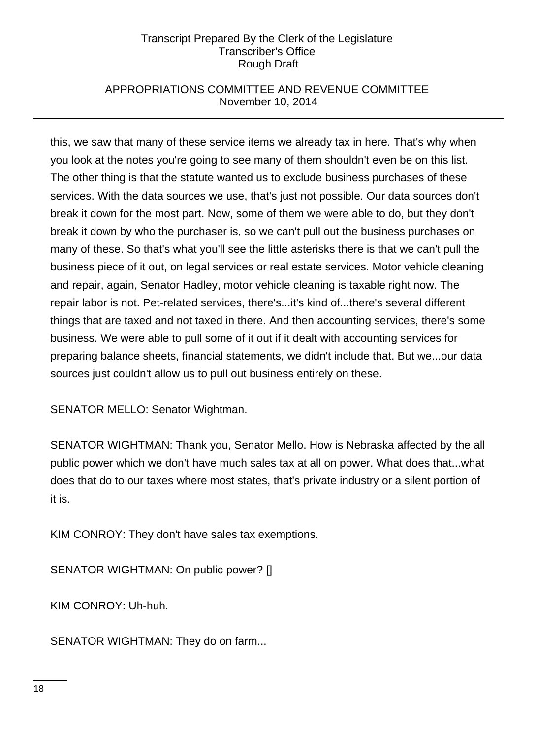this, we saw that many of these service items we already tax in here. That's why when you look at the notes you're going to see many of them shouldn't even be on this list. The other thing is that the statute wanted us to exclude business purchases of these services. With the data sources we use, that's just not possible. Our data sources don't break it down for the most part. Now, some of them we were able to do, but they don't break it down by who the purchaser is, so we can't pull out the business purchases on many of these. So that's what you'll see the little asterisks there is that we can't pull the business piece of it out, on legal services or real estate services. Motor vehicle cleaning and repair, again, Senator Hadley, motor vehicle cleaning is taxable right now. The repair labor is not. Pet-related services, there's...it's kind of...there's several different things that are taxed and not taxed in there. And then accounting services, there's some business. We were able to pull some of it out if it dealt with accounting services for preparing balance sheets, financial statements, we didn't include that. But we...our data sources just couldn't allow us to pull out business entirely on these.

SENATOR MELLO: Senator Wightman.

SENATOR WIGHTMAN: Thank you, Senator Mello. How is Nebraska affected by the all public power which we don't have much sales tax at all on power. What does that...what does that do to our taxes where most states, that's private industry or a silent portion of it is.

KIM CONROY: They don't have sales tax exemptions.

SENATOR WIGHTMAN: On public power? []

KIM CONROY: Uh-huh.

SENATOR WIGHTMAN: They do on farm...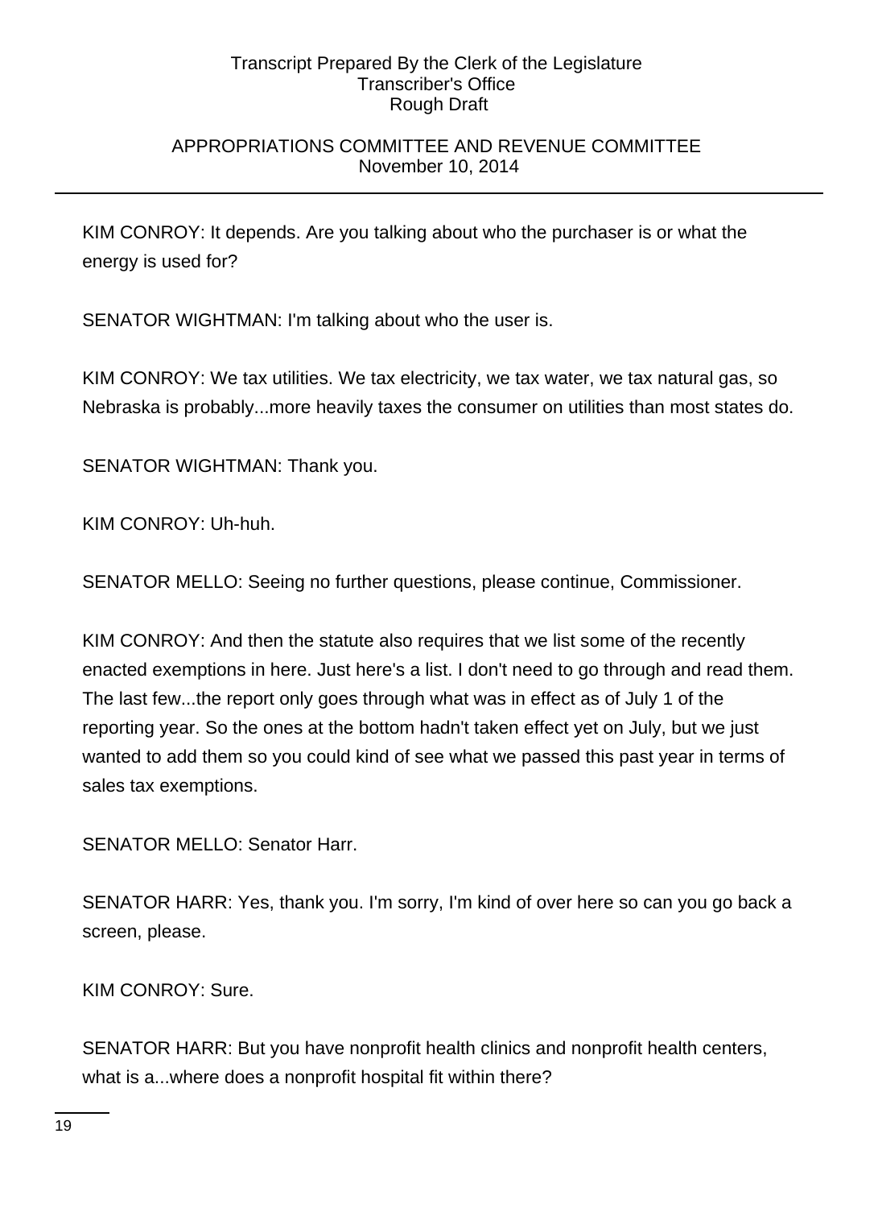KIM CONROY: It depends. Are you talking about who the purchaser is or what the energy is used for?

SENATOR WIGHTMAN: I'm talking about who the user is.

KIM CONROY: We tax utilities. We tax electricity, we tax water, we tax natural gas, so Nebraska is probably...more heavily taxes the consumer on utilities than most states do.

SENATOR WIGHTMAN: Thank you.

KIM CONROY: Uh-huh.

SENATOR MELLO: Seeing no further questions, please continue, Commissioner.

KIM CONROY: And then the statute also requires that we list some of the recently enacted exemptions in here. Just here's a list. I don't need to go through and read them. The last few...the report only goes through what was in effect as of July 1 of the reporting year. So the ones at the bottom hadn't taken effect yet on July, but we just wanted to add them so you could kind of see what we passed this past year in terms of sales tax exemptions.

SENATOR MELLO: Senator Harr.

SENATOR HARR: Yes, thank you. I'm sorry, I'm kind of over here so can you go back a screen, please.

KIM CONROY: Sure.

SENATOR HARR: But you have nonprofit health clinics and nonprofit health centers, what is a...where does a nonprofit hospital fit within there?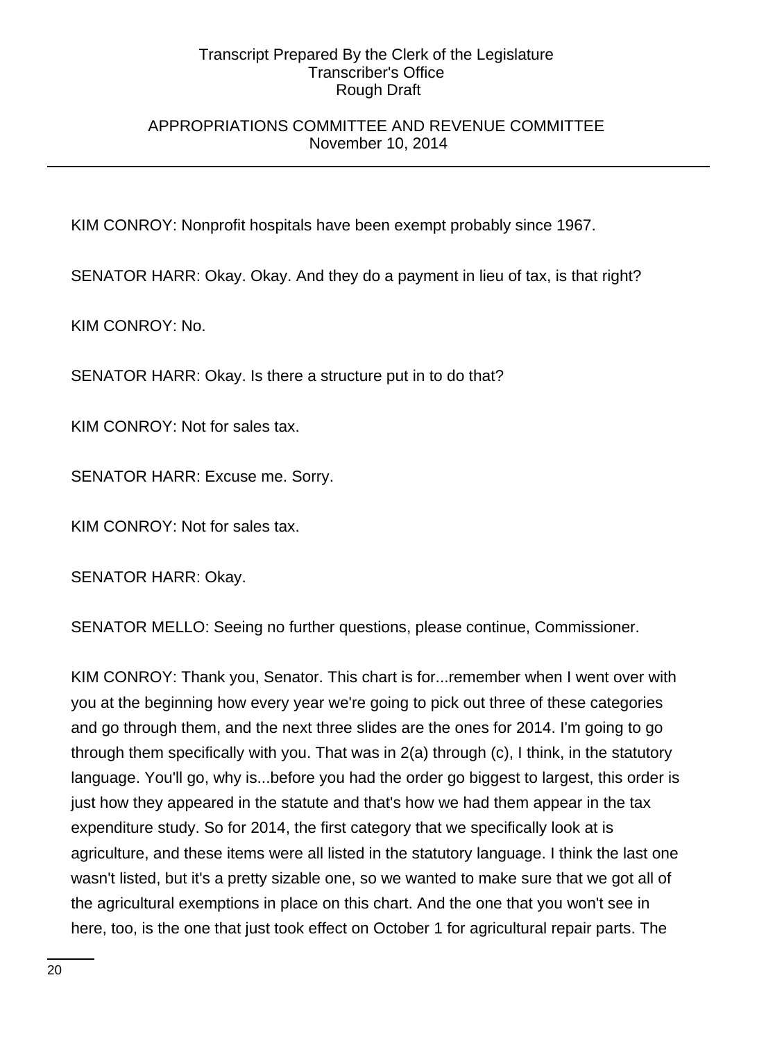KIM CONROY: Nonprofit hospitals have been exempt probably since 1967.

SENATOR HARR: Okay. Okay. And they do a payment in lieu of tax, is that right?

KIM CONROY: No.

SENATOR HARR: Okay. Is there a structure put in to do that?

KIM CONROY: Not for sales tax.

SENATOR HARR: Excuse me. Sorry.

KIM CONROY: Not for sales tax.

SENATOR HARR: Okay.

SENATOR MELLO: Seeing no further questions, please continue, Commissioner.

KIM CONROY: Thank you, Senator. This chart is for...remember when I went over with you at the beginning how every year we're going to pick out three of these categories and go through them, and the next three slides are the ones for 2014. I'm going to go through them specifically with you. That was in 2(a) through (c), I think, in the statutory language. You'll go, why is...before you had the order go biggest to largest, this order is just how they appeared in the statute and that's how we had them appear in the tax expenditure study. So for 2014, the first category that we specifically look at is agriculture, and these items were all listed in the statutory language. I think the last one wasn't listed, but it's a pretty sizable one, so we wanted to make sure that we got all of the agricultural exemptions in place on this chart. And the one that you won't see in here, too, is the one that just took effect on October 1 for agricultural repair parts. The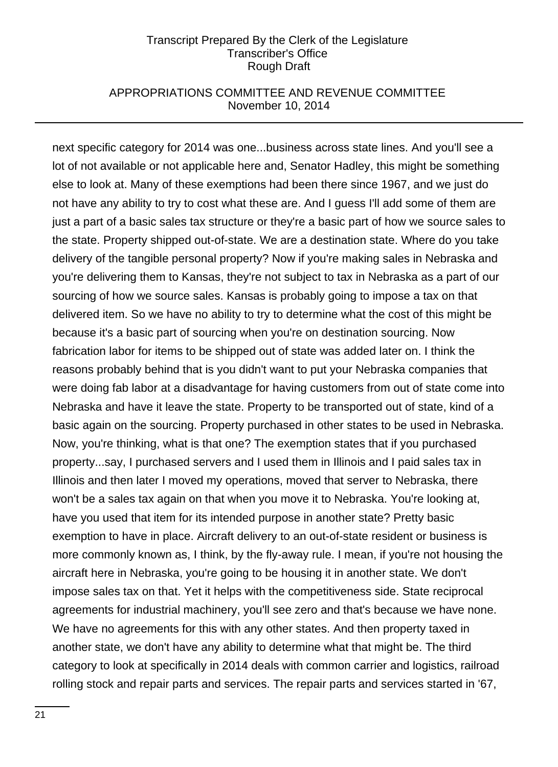next specific category for 2014 was one...business across state lines. And you'll see a lot of not available or not applicable here and, Senator Hadley, this might be something else to look at. Many of these exemptions had been there since 1967, and we just do not have any ability to try to cost what these are. And I guess I'll add some of them are just a part of a basic sales tax structure or they're a basic part of how we source sales to the state. Property shipped out-of-state. We are a destination state. Where do you take delivery of the tangible personal property? Now if you're making sales in Nebraska and you're delivering them to Kansas, they're not subject to tax in Nebraska as a part of our sourcing of how we source sales. Kansas is probably going to impose a tax on that delivered item. So we have no ability to try to determine what the cost of this might be because it's a basic part of sourcing when you're on destination sourcing. Now fabrication labor for items to be shipped out of state was added later on. I think the reasons probably behind that is you didn't want to put your Nebraska companies that were doing fab labor at a disadvantage for having customers from out of state come into Nebraska and have it leave the state. Property to be transported out of state, kind of a basic again on the sourcing. Property purchased in other states to be used in Nebraska. Now, you're thinking, what is that one? The exemption states that if you purchased property...say, I purchased servers and I used them in Illinois and I paid sales tax in Illinois and then later I moved my operations, moved that server to Nebraska, there won't be a sales tax again on that when you move it to Nebraska. You're looking at, have you used that item for its intended purpose in another state? Pretty basic exemption to have in place. Aircraft delivery to an out-of-state resident or business is more commonly known as, I think, by the fly-away rule. I mean, if you're not housing the aircraft here in Nebraska, you're going to be housing it in another state. We don't impose sales tax on that. Yet it helps with the competitiveness side. State reciprocal agreements for industrial machinery, you'll see zero and that's because we have none. We have no agreements for this with any other states. And then property taxed in another state, we don't have any ability to determine what that might be. The third category to look at specifically in 2014 deals with common carrier and logistics, railroad rolling stock and repair parts and services. The repair parts and services started in '67,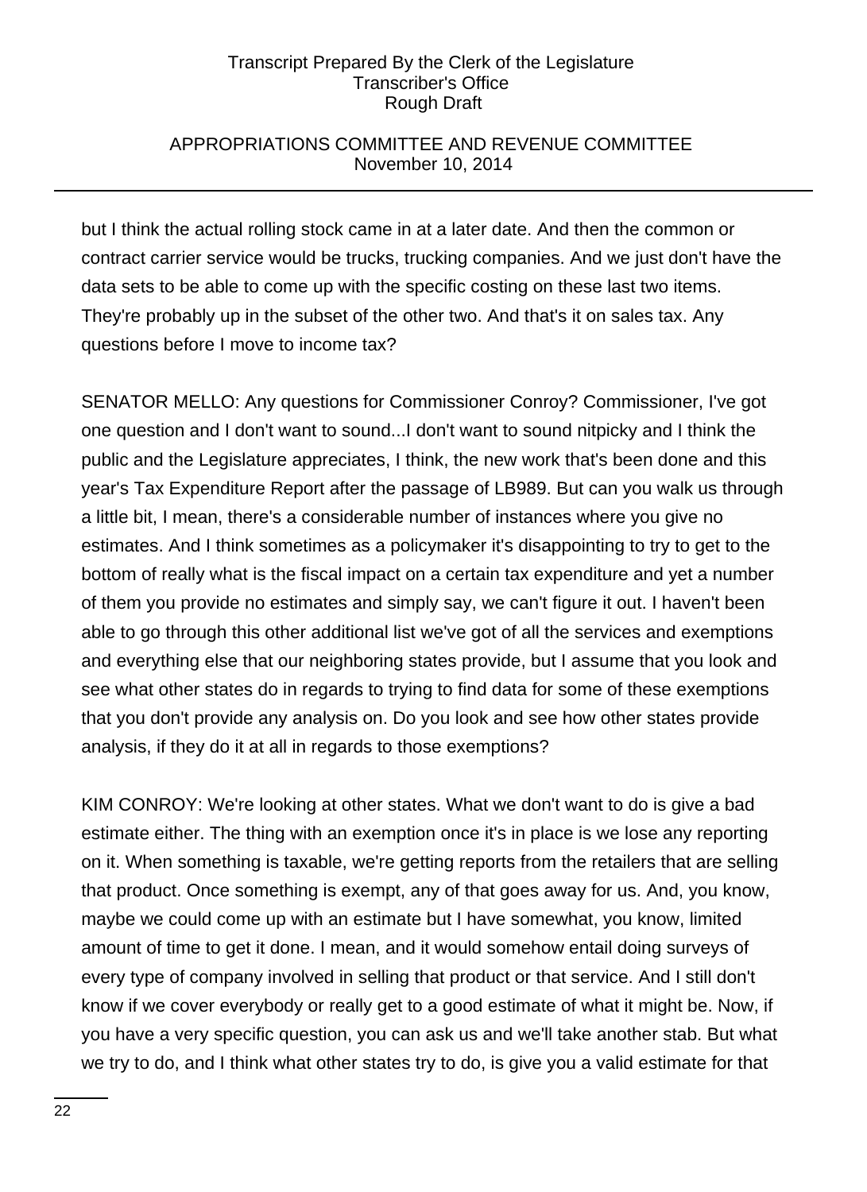but I think the actual rolling stock came in at a later date. And then the common or contract carrier service would be trucks, trucking companies. And we just don't have the data sets to be able to come up with the specific costing on these last two items. They're probably up in the subset of the other two. And that's it on sales tax. Any questions before I move to income tax?

SENATOR MELLO: Any questions for Commissioner Conroy? Commissioner, I've got one question and I don't want to sound...I don't want to sound nitpicky and I think the public and the Legislature appreciates, I think, the new work that's been done and this year's Tax Expenditure Report after the passage of LB989. But can you walk us through a little bit, I mean, there's a considerable number of instances where you give no estimates. And I think sometimes as a policymaker it's disappointing to try to get to the bottom of really what is the fiscal impact on a certain tax expenditure and yet a number of them you provide no estimates and simply say, we can't figure it out. I haven't been able to go through this other additional list we've got of all the services and exemptions and everything else that our neighboring states provide, but I assume that you look and see what other states do in regards to trying to find data for some of these exemptions that you don't provide any analysis on. Do you look and see how other states provide analysis, if they do it at all in regards to those exemptions?

KIM CONROY: We're looking at other states. What we don't want to do is give a bad estimate either. The thing with an exemption once it's in place is we lose any reporting on it. When something is taxable, we're getting reports from the retailers that are selling that product. Once something is exempt, any of that goes away for us. And, you know, maybe we could come up with an estimate but I have somewhat, you know, limited amount of time to get it done. I mean, and it would somehow entail doing surveys of every type of company involved in selling that product or that service. And I still don't know if we cover everybody or really get to a good estimate of what it might be. Now, if you have a very specific question, you can ask us and we'll take another stab. But what we try to do, and I think what other states try to do, is give you a valid estimate for that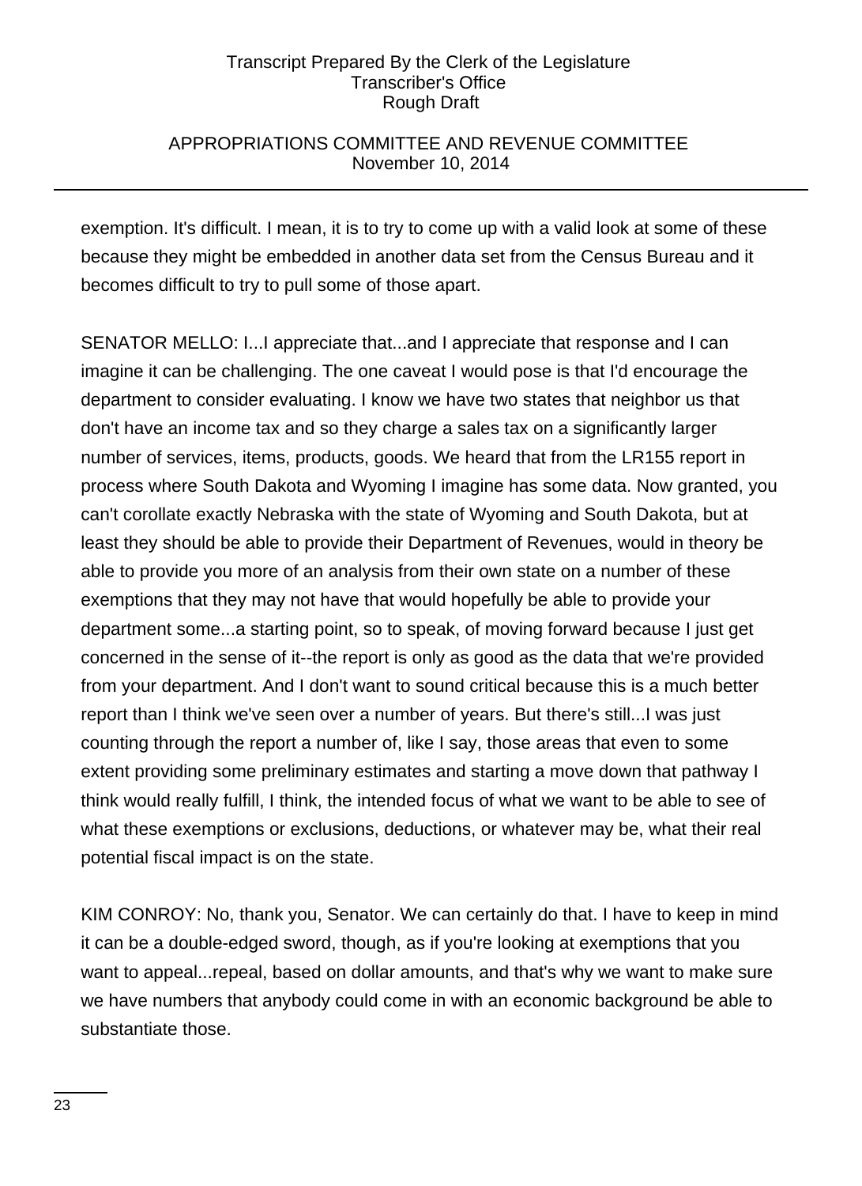exemption. It's difficult. I mean, it is to try to come up with a valid look at some of these because they might be embedded in another data set from the Census Bureau and it becomes difficult to try to pull some of those apart.

SENATOR MELLO: I...I appreciate that...and I appreciate that response and I can imagine it can be challenging. The one caveat I would pose is that I'd encourage the department to consider evaluating. I know we have two states that neighbor us that don't have an income tax and so they charge a sales tax on a significantly larger number of services, items, products, goods. We heard that from the LR155 report in process where South Dakota and Wyoming I imagine has some data. Now granted, you can't corollate exactly Nebraska with the state of Wyoming and South Dakota, but at least they should be able to provide their Department of Revenues, would in theory be able to provide you more of an analysis from their own state on a number of these exemptions that they may not have that would hopefully be able to provide your department some...a starting point, so to speak, of moving forward because I just get concerned in the sense of it--the report is only as good as the data that we're provided from your department. And I don't want to sound critical because this is a much better report than I think we've seen over a number of years. But there's still...I was just counting through the report a number of, like I say, those areas that even to some extent providing some preliminary estimates and starting a move down that pathway I think would really fulfill, I think, the intended focus of what we want to be able to see of what these exemptions or exclusions, deductions, or whatever may be, what their real potential fiscal impact is on the state.

KIM CONROY: No, thank you, Senator. We can certainly do that. I have to keep in mind it can be a double-edged sword, though, as if you're looking at exemptions that you want to appeal...repeal, based on dollar amounts, and that's why we want to make sure we have numbers that anybody could come in with an economic background be able to substantiate those.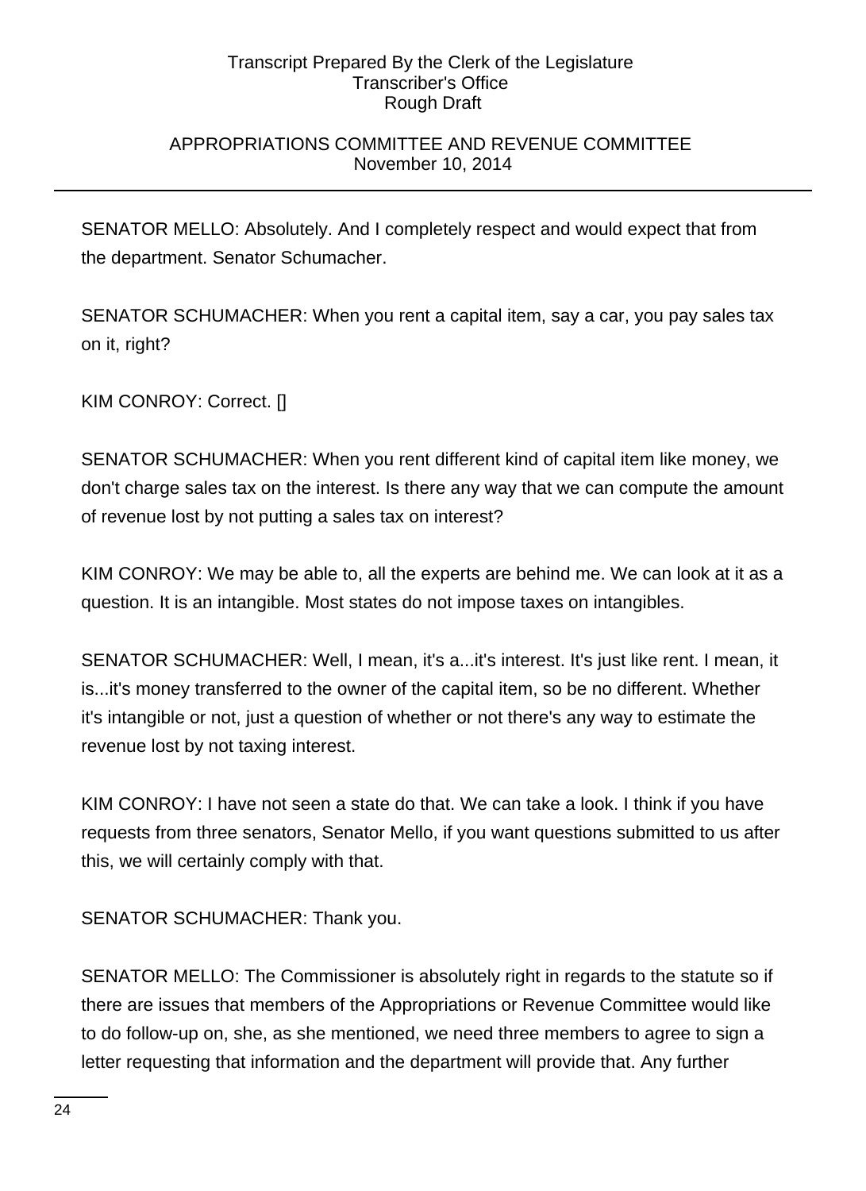SENATOR MELLO: Absolutely. And I completely respect and would expect that from the department. Senator Schumacher.

SENATOR SCHUMACHER: When you rent a capital item, say a car, you pay sales tax on it, right?

KIM CONROY: Correct. []

SENATOR SCHUMACHER: When you rent different kind of capital item like money, we don't charge sales tax on the interest. Is there any way that we can compute the amount of revenue lost by not putting a sales tax on interest?

KIM CONROY: We may be able to, all the experts are behind me. We can look at it as a question. It is an intangible. Most states do not impose taxes on intangibles.

SENATOR SCHUMACHER: Well, I mean, it's a...it's interest. It's just like rent. I mean, it is...it's money transferred to the owner of the capital item, so be no different. Whether it's intangible or not, just a question of whether or not there's any way to estimate the revenue lost by not taxing interest.

KIM CONROY: I have not seen a state do that. We can take a look. I think if you have requests from three senators, Senator Mello, if you want questions submitted to us after this, we will certainly comply with that.

SENATOR SCHUMACHER: Thank you.

SENATOR MELLO: The Commissioner is absolutely right in regards to the statute so if there are issues that members of the Appropriations or Revenue Committee would like to do follow-up on, she, as she mentioned, we need three members to agree to sign a letter requesting that information and the department will provide that. Any further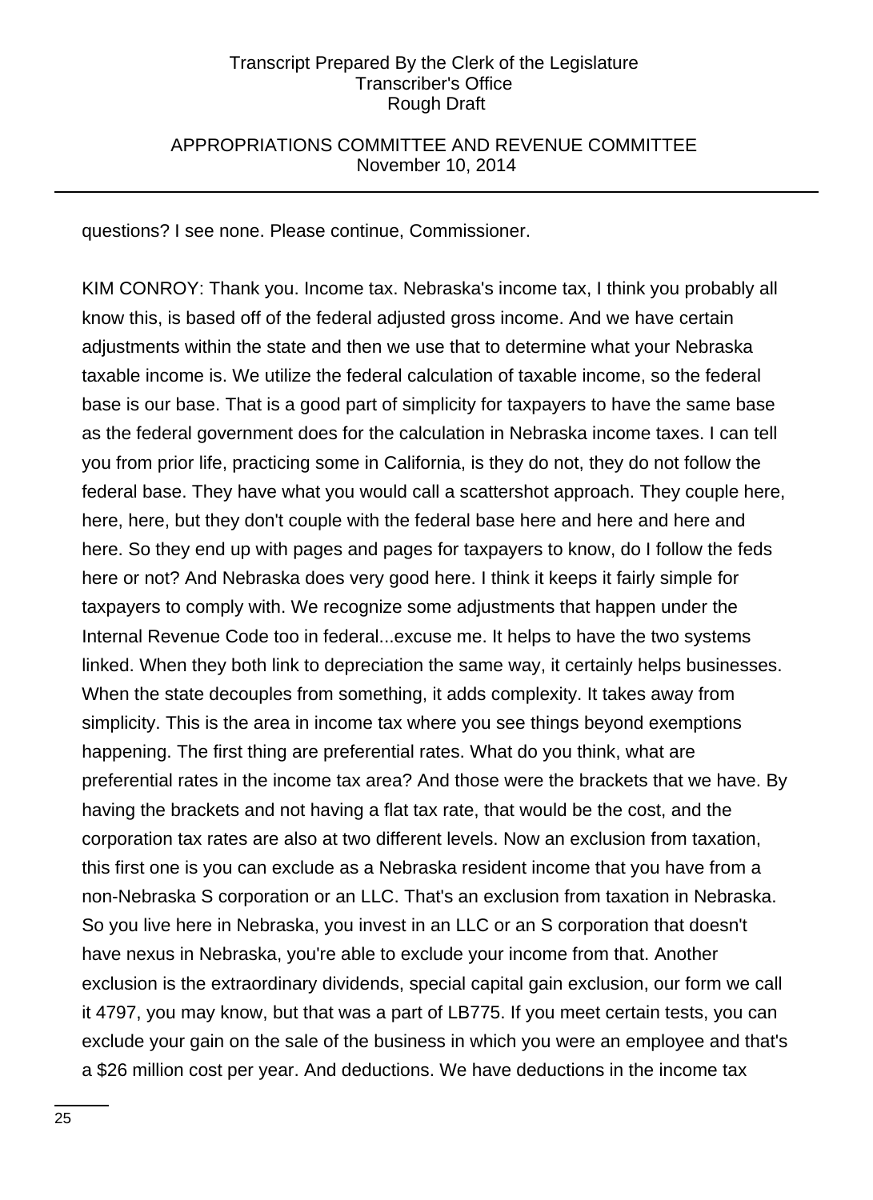questions? I see none. Please continue, Commissioner.

KIM CONROY: Thank you. Income tax. Nebraska's income tax, I think you probably all know this, is based off of the federal adjusted gross income. And we have certain adjustments within the state and then we use that to determine what your Nebraska taxable income is. We utilize the federal calculation of taxable income, so the federal base is our base. That is a good part of simplicity for taxpayers to have the same base as the federal government does for the calculation in Nebraska income taxes. I can tell you from prior life, practicing some in California, is they do not, they do not follow the federal base. They have what you would call a scattershot approach. They couple here, here, here, but they don't couple with the federal base here and here and here and here. So they end up with pages and pages for taxpayers to know, do I follow the feds here or not? And Nebraska does very good here. I think it keeps it fairly simple for taxpayers to comply with. We recognize some adjustments that happen under the Internal Revenue Code too in federal...excuse me. It helps to have the two systems linked. When they both link to depreciation the same way, it certainly helps businesses. When the state decouples from something, it adds complexity. It takes away from simplicity. This is the area in income tax where you see things beyond exemptions happening. The first thing are preferential rates. What do you think, what are preferential rates in the income tax area? And those were the brackets that we have. By having the brackets and not having a flat tax rate, that would be the cost, and the corporation tax rates are also at two different levels. Now an exclusion from taxation, this first one is you can exclude as a Nebraska resident income that you have from a non-Nebraska S corporation or an LLC. That's an exclusion from taxation in Nebraska. So you live here in Nebraska, you invest in an LLC or an S corporation that doesn't have nexus in Nebraska, you're able to exclude your income from that. Another exclusion is the extraordinary dividends, special capital gain exclusion, our form we call it 4797, you may know, but that was a part of LB775. If you meet certain tests, you can exclude your gain on the sale of the business in which you were an employee and that's a $26 million cost per year. And deductions. We have deductions in the income tax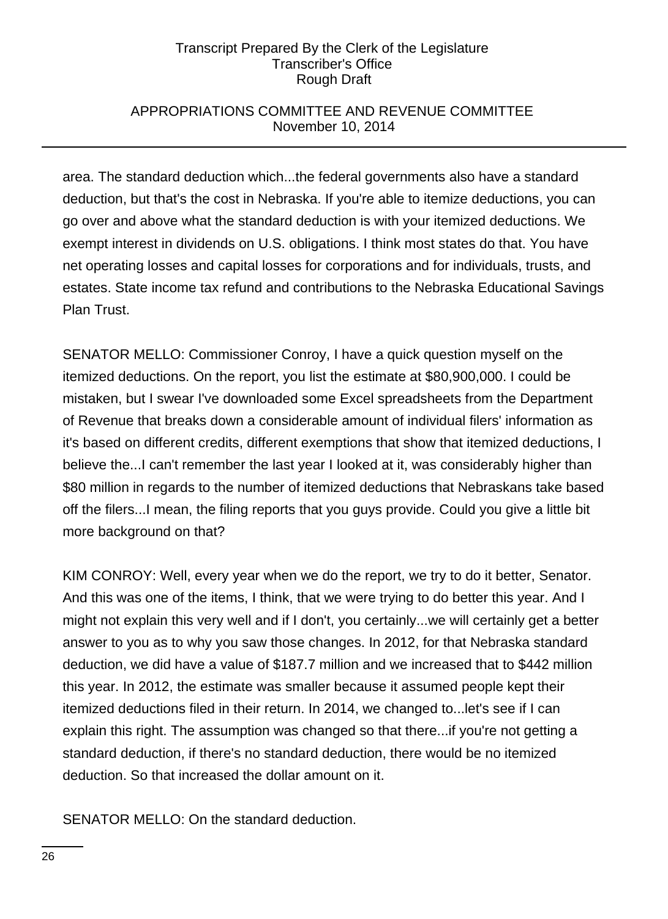area. The standard deduction which...the federal governments also have a standard deduction, but that's the cost in Nebraska. If you're able to itemize deductions, you can go over and above what the standard deduction is with your itemized deductions. We exempt interest in dividends on U.S. obligations. I think most states do that. You have net operating losses and capital losses for corporations and for individuals, trusts, and estates. State income tax refund and contributions to the Nebraska Educational Savings Plan Trust.

SENATOR MELLO: Commissioner Conroy, I have a quick question myself on the itemized deductions. On the report, you list the estimate at $80,900,000. I could be mistaken, but I swear I've downloaded some Excel spreadsheets from the Department of Revenue that breaks down a considerable amount of individual filers' information as it's based on different credits, different exemptions that show that itemized deductions, I believe the...I can't remember the last year I looked at it, was considerably higher than $80 million in regards to the number of itemized deductions that Nebraskans take based off the filers...I mean, the filing reports that you guys provide. Could you give a little bit more background on that?

KIM CONROY: Well, every year when we do the report, we try to do it better, Senator. And this was one of the items, I think, that we were trying to do better this year. And I might not explain this very well and if I don't, you certainly...we will certainly get a better answer to you as to why you saw those changes. In 2012, for that Nebraska standard deduction, we did have a value of $187.7 million and we increased that to $442 million this year. In 2012, the estimate was smaller because it assumed people kept their itemized deductions filed in their return. In 2014, we changed to...let's see if I can explain this right. The assumption was changed so that there...if you're not getting a standard deduction, if there's no standard deduction, there would be no itemized deduction. So that increased the dollar amount on it.

SENATOR MELLO: On the standard deduction.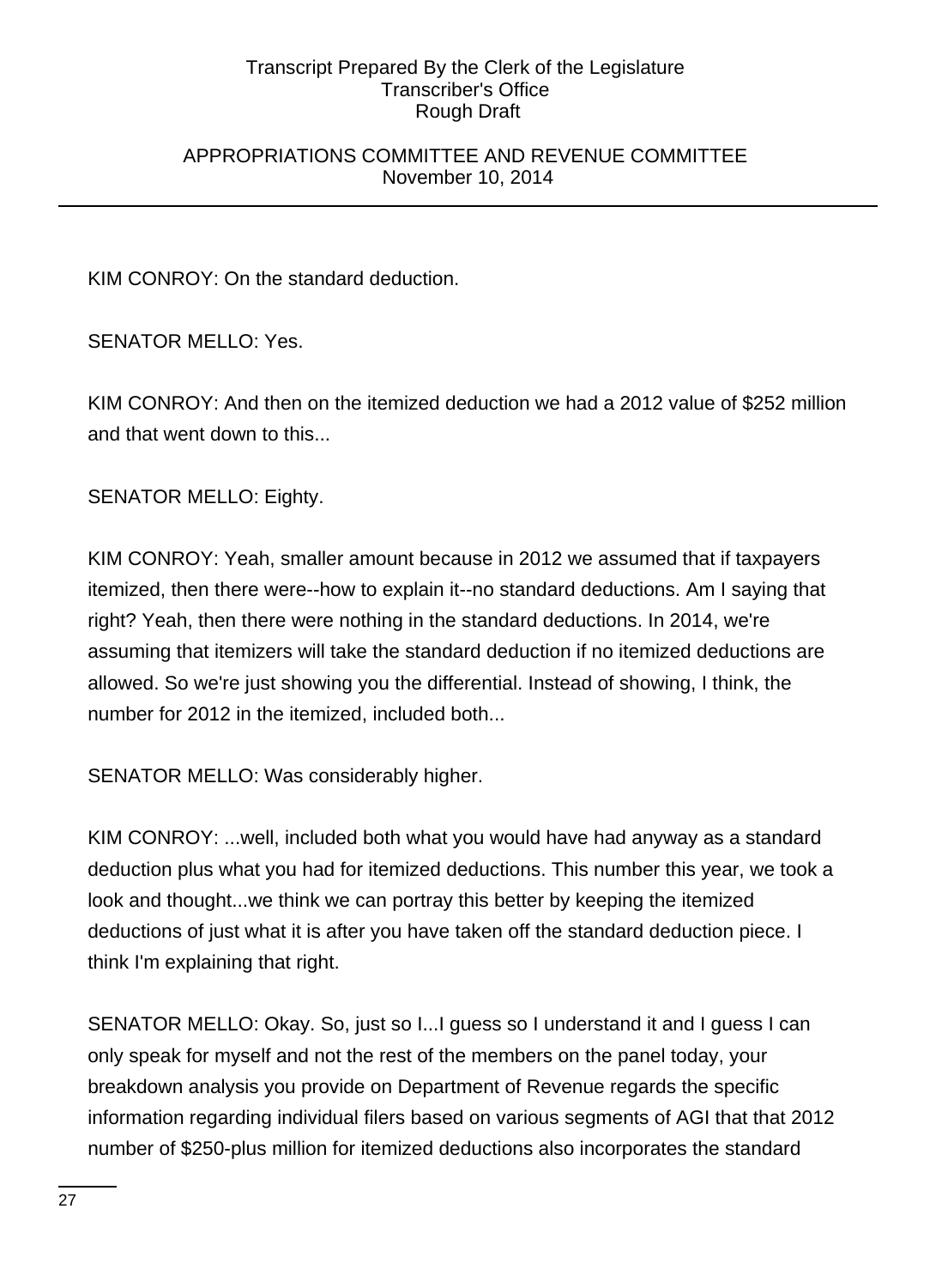KIM CONROY: On the standard deduction.

SENATOR MELLO: Yes.

KIM CONROY: And then on the itemized deduction we had a 2012 value of $252 million and that went down to this...

SENATOR MELLO: Eighty.

KIM CONROY: Yeah, smaller amount because in 2012 we assumed that if taxpayers itemized, then there were--how to explain it--no standard deductions. Am I saying that right? Yeah, then there were nothing in the standard deductions. In 2014, we're assuming that itemizers will take the standard deduction if no itemized deductions are allowed. So we're just showing you the differential. Instead of showing, I think, the number for 2012 in the itemized, included both...

SENATOR MELLO: Was considerably higher.

KIM CONROY: ...well, included both what you would have had anyway as a standard deduction plus what you had for itemized deductions. This number this year, we took a look and thought...we think we can portray this better by keeping the itemized deductions of just what it is after you have taken off the standard deduction piece. I think I'm explaining that right.

SENATOR MELLO: Okay. So, just so I...I guess so I understand it and I guess I can only speak for myself and not the rest of the members on the panel today, your breakdown analysis you provide on Department of Revenue regards the specific information regarding individual filers based on various segments of AGI that that 2012 number of $250-plus million for itemized deductions also incorporates the standard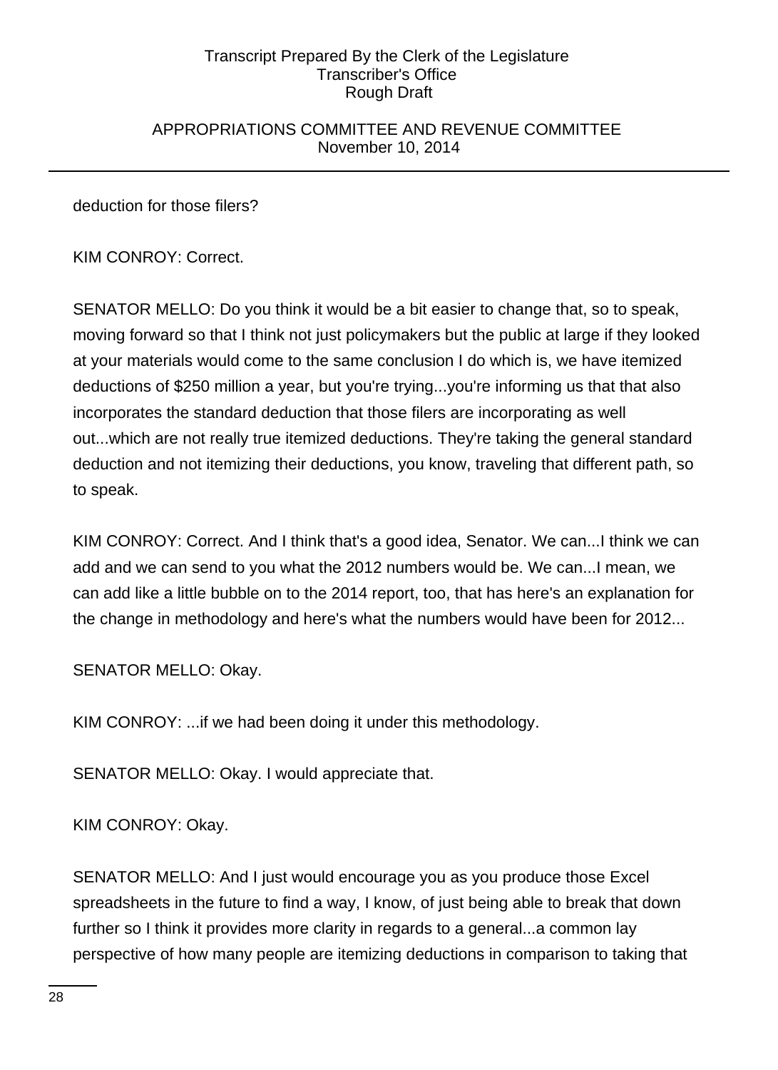deduction for those filers?

KIM CONROY: Correct.

SENATOR MELLO: Do you think it would be a bit easier to change that, so to speak, moving forward so that I think not just policymakers but the public at large if they looked at your materials would come to the same conclusion I do which is, we have itemized deductions of $250 million a year, but you're trying...you're informing us that that also incorporates the standard deduction that those filers are incorporating as well out...which are not really true itemized deductions. They're taking the general standard deduction and not itemizing their deductions, you know, traveling that different path, so to speak.

KIM CONROY: Correct. And I think that's a good idea, Senator. We can...I think we can add and we can send to you what the 2012 numbers would be. We can...I mean, we can add like a little bubble on to the 2014 report, too, that has here's an explanation for the change in methodology and here's what the numbers would have been for 2012...

SENATOR MELLO: Okay.

KIM CONROY: ...if we had been doing it under this methodology.

SENATOR MELLO: Okay. I would appreciate that.

KIM CONROY: Okay.

SENATOR MELLO: And I just would encourage you as you produce those Excel spreadsheets in the future to find a way, I know, of just being able to break that down further so I think it provides more clarity in regards to a general...a common lay perspective of how many people are itemizing deductions in comparison to taking that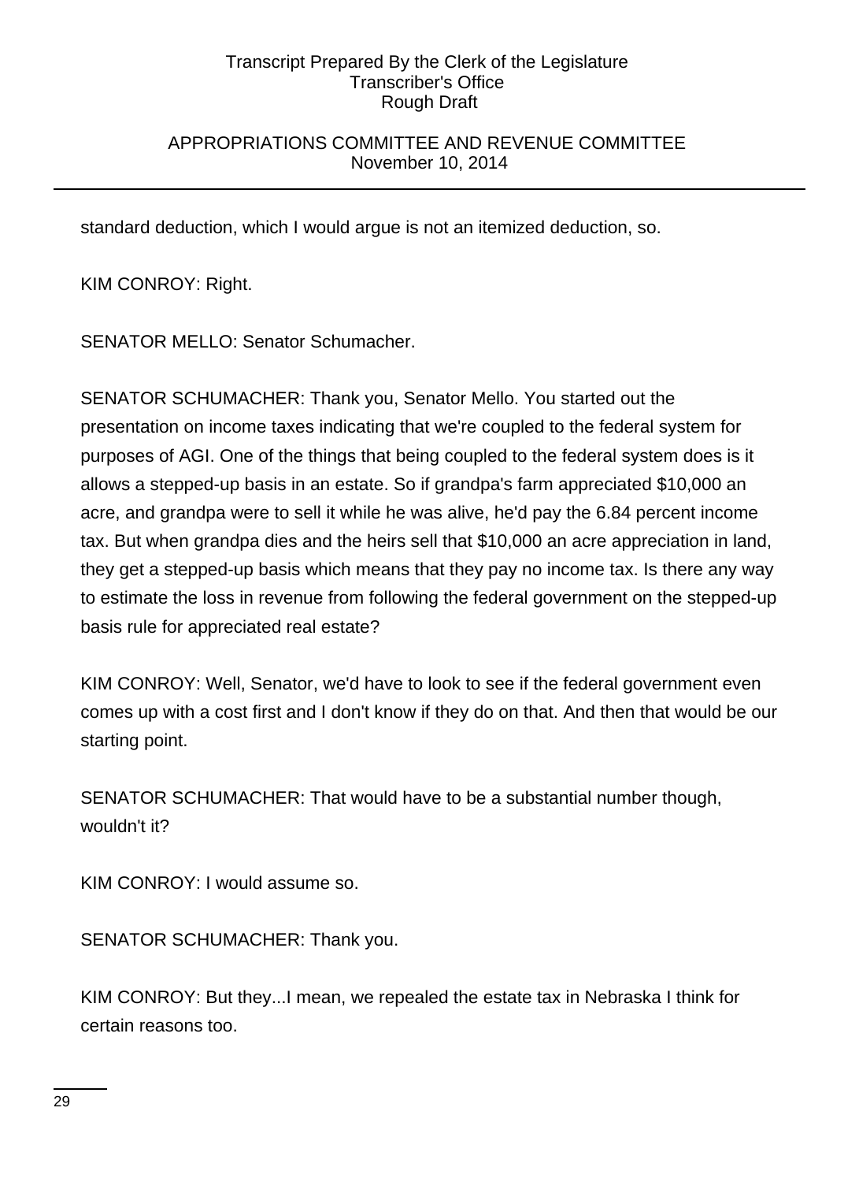standard deduction, which I would argue is not an itemized deduction, so.

KIM CONROY: Right.

SENATOR MELLO: Senator Schumacher.

SENATOR SCHUMACHER: Thank you, Senator Mello. You started out the presentation on income taxes indicating that we're coupled to the federal system for purposes of AGI. One of the things that being coupled to the federal system does is it allows a stepped-up basis in an estate. So if grandpa's farm appreciated $10,000 an acre, and grandpa were to sell it while he was alive, he'd pay the 6.84 percent income tax. But when grandpa dies and the heirs sell that $10,000 an acre appreciation in land, they get a stepped-up basis which means that they pay no income tax. Is there any way to estimate the loss in revenue from following the federal government on the stepped-up basis rule for appreciated real estate?

KIM CONROY: Well, Senator, we'd have to look to see if the federal government even comes up with a cost first and I don't know if they do on that. And then that would be our starting point.

SENATOR SCHUMACHER: That would have to be a substantial number though, wouldn't it?

KIM CONROY: I would assume so.

SENATOR SCHUMACHER: Thank you.

KIM CONROY: But they...I mean, we repealed the estate tax in Nebraska I think for certain reasons too.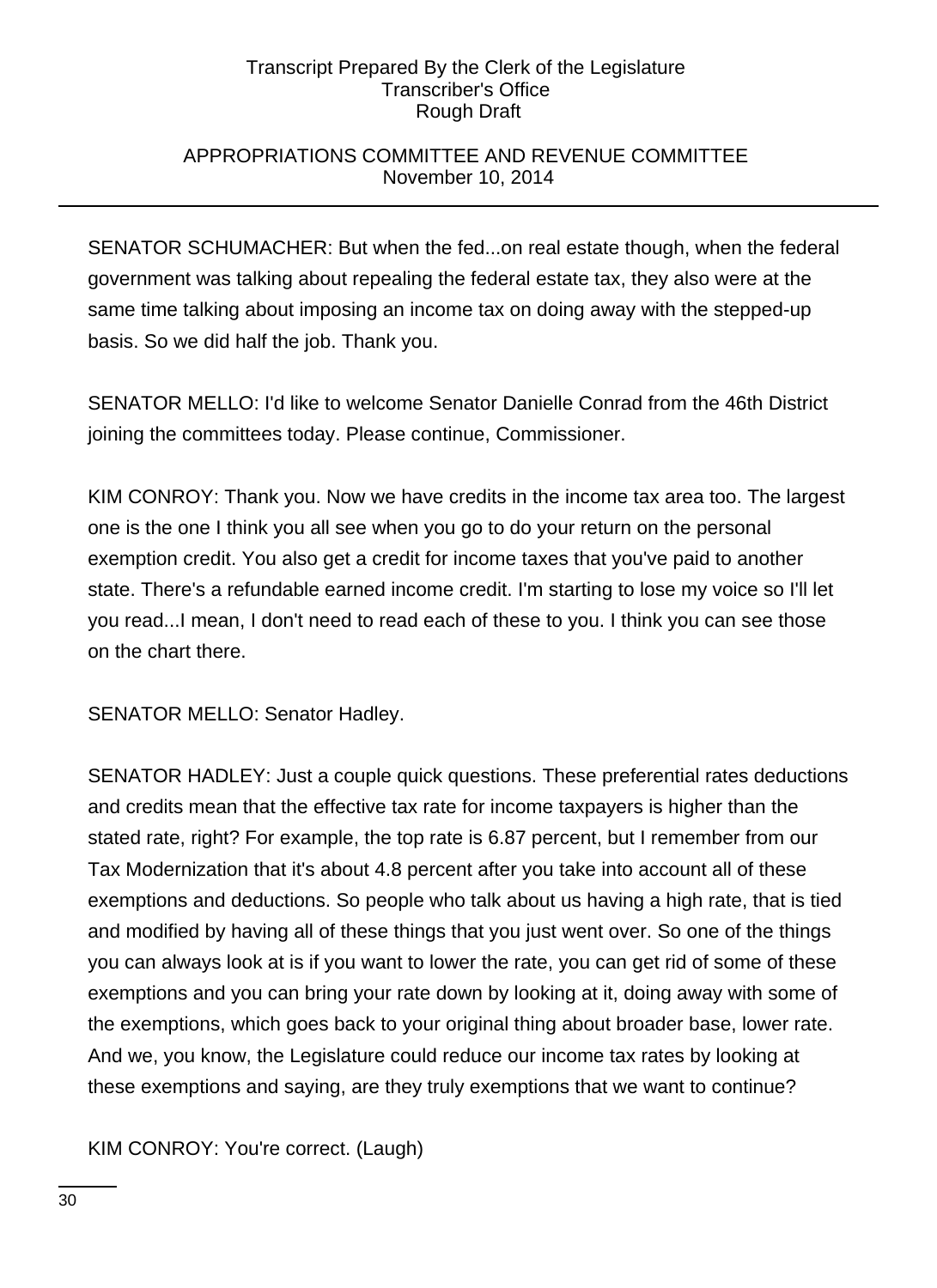SENATOR SCHUMACHER: But when the fed...on real estate though, when the federal government was talking about repealing the federal estate tax, they also were at the same time talking about imposing an income tax on doing away with the stepped-up basis. So we did half the job. Thank you.

SENATOR MELLO: I'd like to welcome Senator Danielle Conrad from the 46th District joining the committees today. Please continue, Commissioner.

KIM CONROY: Thank you. Now we have credits in the income tax area too. The largest one is the one I think you all see when you go to do your return on the personal exemption credit. You also get a credit for income taxes that you've paid to another state. There's a refundable earned income credit. I'm starting to lose my voice so I'll let you read...I mean, I don't need to read each of these to you. I think you can see those on the chart there.

SENATOR MELLO: Senator Hadley.

SENATOR HADLEY: Just a couple quick questions. These preferential rates deductions and credits mean that the effective tax rate for income taxpayers is higher than the stated rate, right? For example, the top rate is 6.87 percent, but I remember from our Tax Modernization that it's about 4.8 percent after you take into account all of these exemptions and deductions. So people who talk about us having a high rate, that is tied and modified by having all of these things that you just went over. So one of the things you can always look at is if you want to lower the rate, you can get rid of some of these exemptions and you can bring your rate down by looking at it, doing away with some of the exemptions, which goes back to your original thing about broader base, lower rate. And we, you know, the Legislature could reduce our income tax rates by looking at these exemptions and saying, are they truly exemptions that we want to continue?

KIM CONROY: You're correct. (Laugh)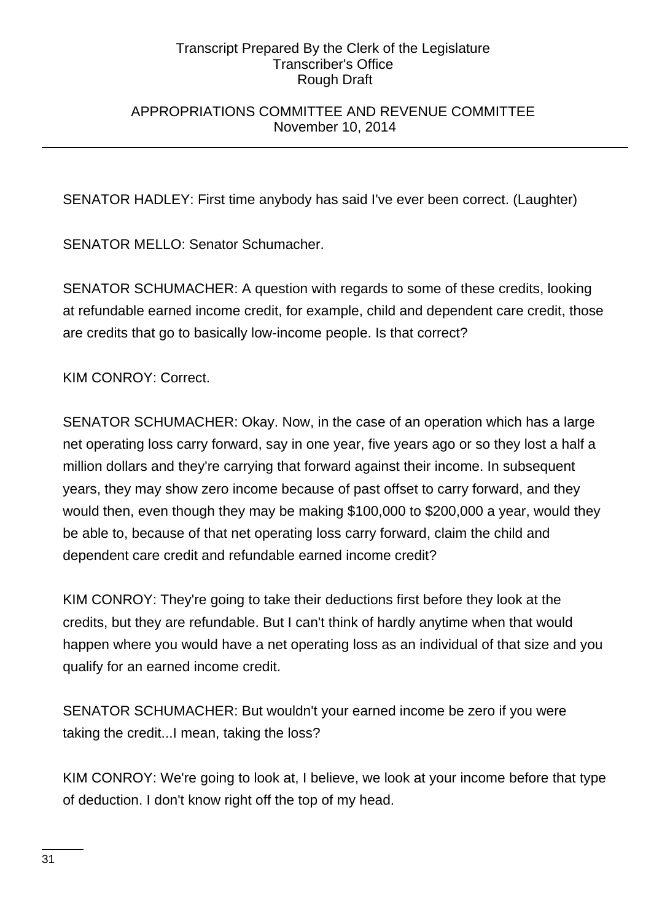SENATOR HADLEY: First time anybody has said I've ever been correct. (Laughter)

SENATOR MELLO: Senator Schumacher.

SENATOR SCHUMACHER: A question with regards to some of these credits, looking at refundable earned income credit, for example, child and dependent care credit, those are credits that go to basically low-income people. Is that correct?

KIM CONROY: Correct.

SENATOR SCHUMACHER: Okay. Now, in the case of an operation which has a large net operating loss carry forward, say in one year, five years ago or so they lost a half a million dollars and they're carrying that forward against their income. In subsequent years, they may show zero income because of past offset to carry forward, and they would then, even though they may be making $100,000 to $200,000 a year, would they be able to, because of that net operating loss carry forward, claim the child and dependent care credit and refundable earned income credit?

KIM CONROY: They're going to take their deductions first before they look at the credits, but they are refundable. But I can't think of hardly anytime when that would happen where you would have a net operating loss as an individual of that size and you qualify for an earned income credit.

SENATOR SCHUMACHER: But wouldn't your earned income be zero if you were taking the credit...I mean, taking the loss?

KIM CONROY: We're going to look at, I believe, we look at your income before that type of deduction. I don't know right off the top of my head.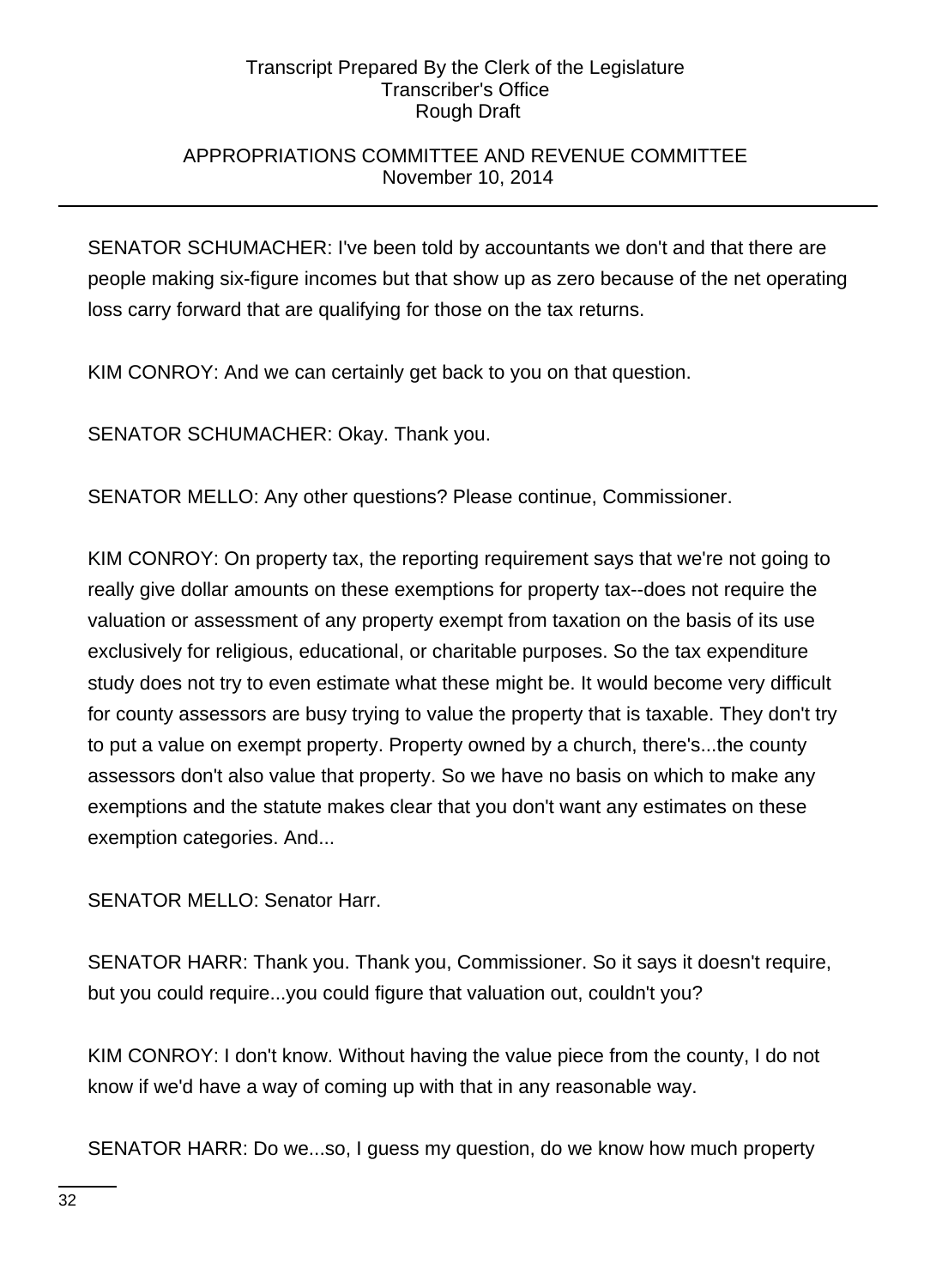SENATOR SCHUMACHER: I've been told by accountants we don't and that there are people making six-figure incomes but that show up as zero because of the net operating loss carry forward that are qualifying for those on the tax returns.

KIM CONROY: And we can certainly get back to you on that question.

SENATOR SCHUMACHER: Okay. Thank you.

SENATOR MELLO: Any other questions? Please continue, Commissioner.

KIM CONROY: On property tax, the reporting requirement says that we're not going to really give dollar amounts on these exemptions for property tax--does not require the valuation or assessment of any property exempt from taxation on the basis of its use exclusively for religious, educational, or charitable purposes. So the tax expenditure study does not try to even estimate what these might be. It would become very difficult for county assessors are busy trying to value the property that is taxable. They don't try to put a value on exempt property. Property owned by a church, there's...the county assessors don't also value that property. So we have no basis on which to make any exemptions and the statute makes clear that you don't want any estimates on these exemption categories. And...

SENATOR MELLO: Senator Harr.

SENATOR HARR: Thank you. Thank you, Commissioner. So it says it doesn't require, but you could require...you could figure that valuation out, couldn't you?

KIM CONROY: I don't know. Without having the value piece from the county, I do not know if we'd have a way of coming up with that in any reasonable way.

SENATOR HARR: Do we...so, I guess my question, do we know how much property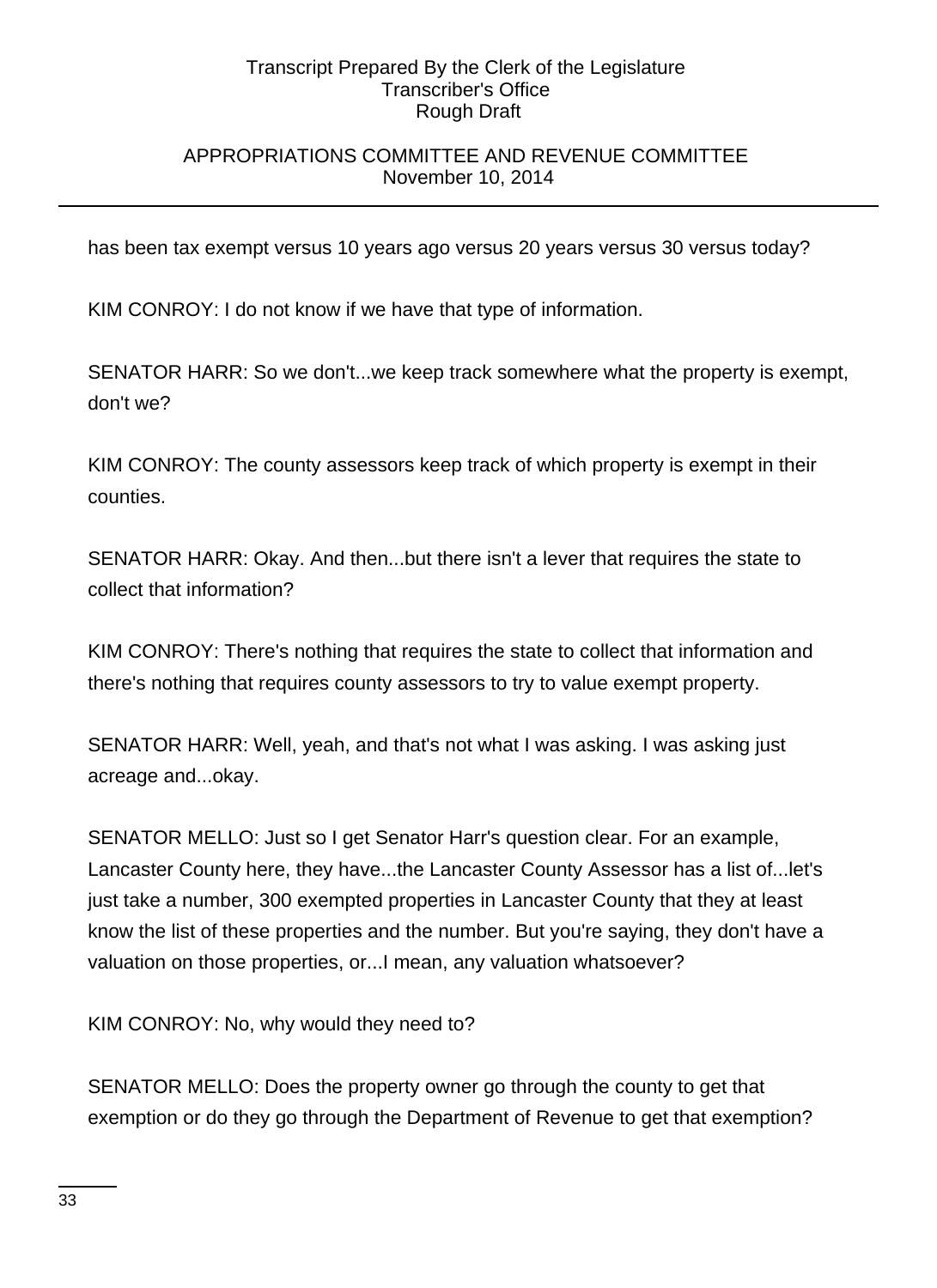has been tax exempt versus 10 years ago versus 20 years versus 30 versus today?

KIM CONROY: I do not know if we have that type of information.

SENATOR HARR: So we don't...we keep track somewhere what the property is exempt, don't we?

KIM CONROY: The county assessors keep track of which property is exempt in their counties.

SENATOR HARR: Okay. And then...but there isn't a lever that requires the state to collect that information?

KIM CONROY: There's nothing that requires the state to collect that information and there's nothing that requires county assessors to try to value exempt property.

SENATOR HARR: Well, yeah, and that's not what I was asking. I was asking just acreage and...okay.

SENATOR MELLO: Just so I get Senator Harr's question clear. For an example, Lancaster County here, they have...the Lancaster County Assessor has a list of...let's just take a number, 300 exempted properties in Lancaster County that they at least know the list of these properties and the number. But you're saying, they don't have a valuation on those properties, or...I mean, any valuation whatsoever?

KIM CONROY: No, why would they need to?

SENATOR MELLO: Does the property owner go through the county to get that exemption or do they go through the Department of Revenue to get that exemption?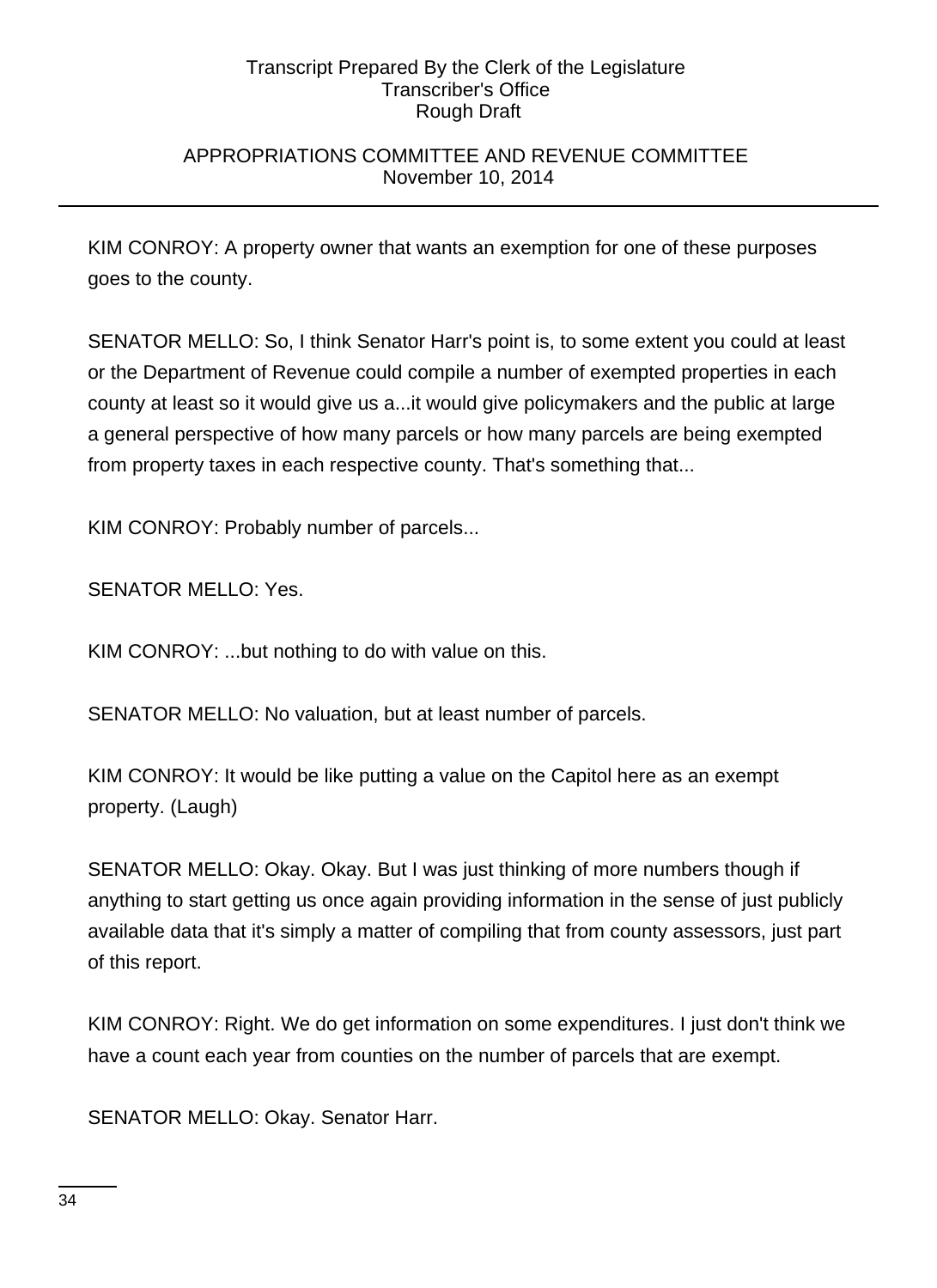KIM CONROY: A property owner that wants an exemption for one of these purposes goes to the county.

SENATOR MELLO: So, I think Senator Harr's point is, to some extent you could at least or the Department of Revenue could compile a number of exempted properties in each county at least so it would give us a...it would give policymakers and the public at large a general perspective of how many parcels or how many parcels are being exempted from property taxes in each respective county. That's something that...

KIM CONROY: Probably number of parcels...

SENATOR MELLO: Yes.

KIM CONROY: ...but nothing to do with value on this.

SENATOR MELLO: No valuation, but at least number of parcels.

KIM CONROY: It would be like putting a value on the Capitol here as an exempt property. (Laugh)

SENATOR MELLO: Okay. Okay. But I was just thinking of more numbers though if anything to start getting us once again providing information in the sense of just publicly available data that it's simply a matter of compiling that from county assessors, just part of this report.

KIM CONROY: Right. We do get information on some expenditures. I just don't think we have a count each year from counties on the number of parcels that are exempt.

SENATOR MELLO: Okay. Senator Harr.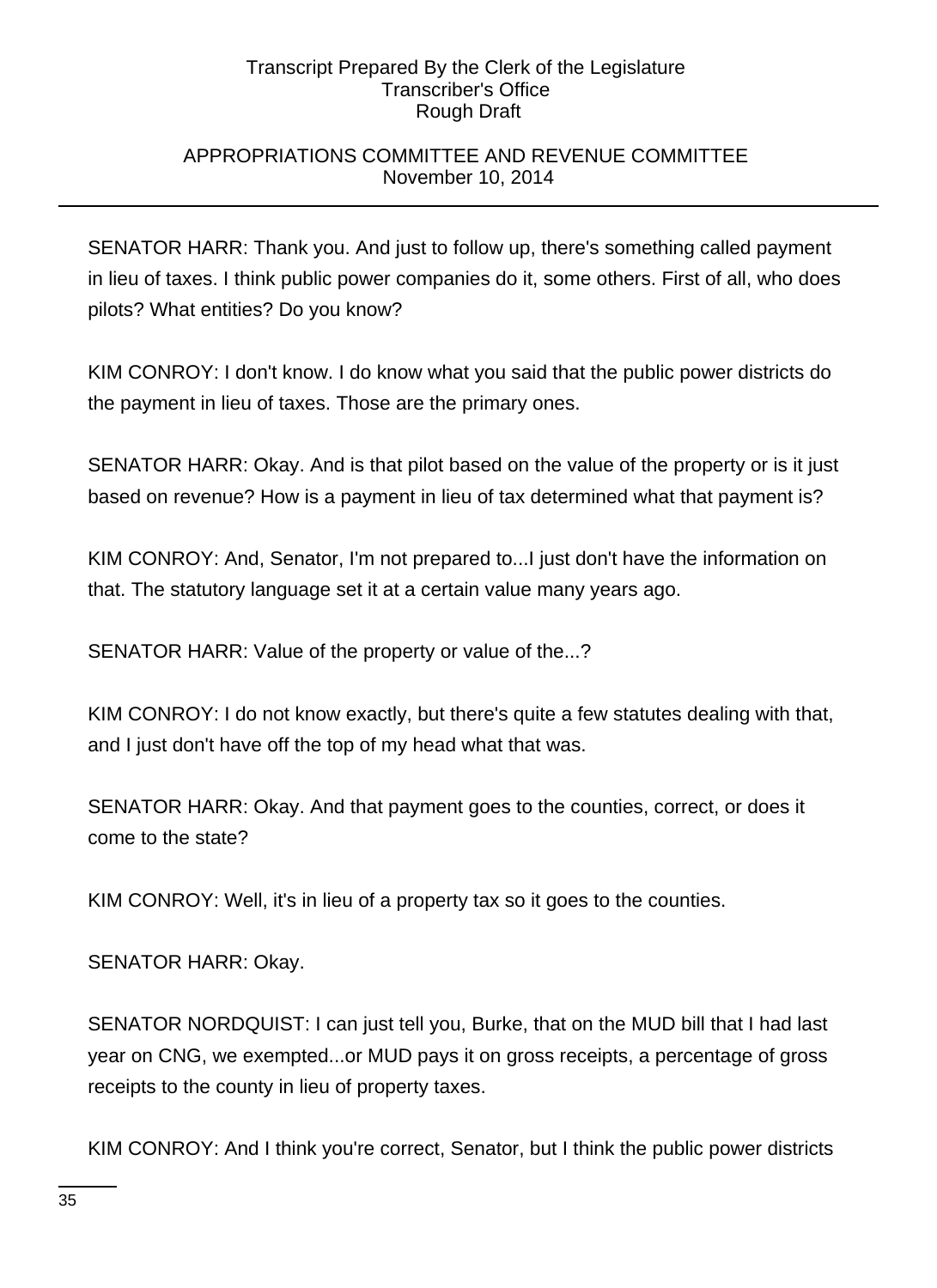SENATOR HARR: Thank you. And just to follow up, there's something called payment in lieu of taxes. I think public power companies do it, some others. First of all, who does pilots? What entities? Do you know?

KIM CONROY: I don't know. I do know what you said that the public power districts do the payment in lieu of taxes. Those are the primary ones.

SENATOR HARR: Okay. And is that pilot based on the value of the property or is it just based on revenue? How is a payment in lieu of tax determined what that payment is?

KIM CONROY: And, Senator, I'm not prepared to...I just don't have the information on that. The statutory language set it at a certain value many years ago.

SENATOR HARR: Value of the property or value of the...?

KIM CONROY: I do not know exactly, but there's quite a few statutes dealing with that, and I just don't have off the top of my head what that was.

SENATOR HARR: Okay. And that payment goes to the counties, correct, or does it come to the state?

KIM CONROY: Well, it's in lieu of a property tax so it goes to the counties.

SENATOR HARR: Okay.

SENATOR NORDQUIST: I can just tell you, Burke, that on the MUD bill that I had last year on CNG, we exempted...or MUD pays it on gross receipts, a percentage of gross receipts to the county in lieu of property taxes.

KIM CONROY: And I think you're correct, Senator, but I think the public power districts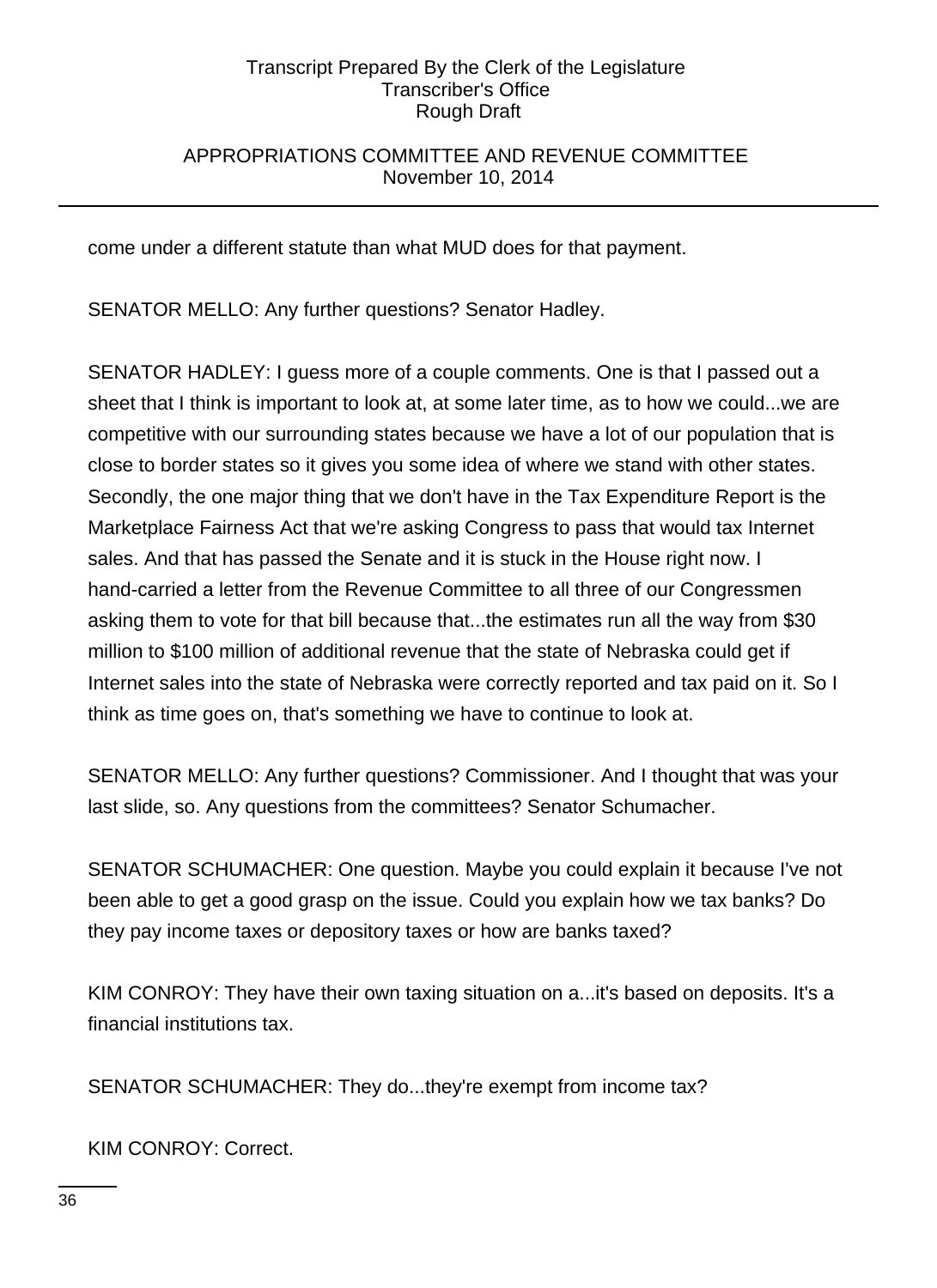come under a different statute than what MUD does for that payment.

SENATOR MELLO: Any further questions? Senator Hadley.

SENATOR HADLEY: I guess more of a couple comments. One is that I passed out a sheet that I think is important to look at, at some later time, as to how we could...we are competitive with our surrounding states because we have a lot of our population that is close to border states so it gives you some idea of where we stand with other states. Secondly, the one major thing that we don't have in the Tax Expenditure Report is the Marketplace Fairness Act that we're asking Congress to pass that would tax Internet sales. And that has passed the Senate and it is stuck in the House right now. I hand-carried a letter from the Revenue Committee to all three of our Congressmen asking them to vote for that bill because that...the estimates run all the way from $30 million to $100 million of additional revenue that the state of Nebraska could get if Internet sales into the state of Nebraska were correctly reported and tax paid on it. So I think as time goes on, that's something we have to continue to look at.

SENATOR MELLO: Any further questions? Commissioner. And I thought that was your last slide, so. Any questions from the committees? Senator Schumacher.

SENATOR SCHUMACHER: One question. Maybe you could explain it because I've not been able to get a good grasp on the issue. Could you explain how we tax banks? Do they pay income taxes or depository taxes or how are banks taxed?

KIM CONROY: They have their own taxing situation on a...it's based on deposits. It's a financial institutions tax.

SENATOR SCHUMACHER: They do...they're exempt from income tax?

KIM CONROY: Correct.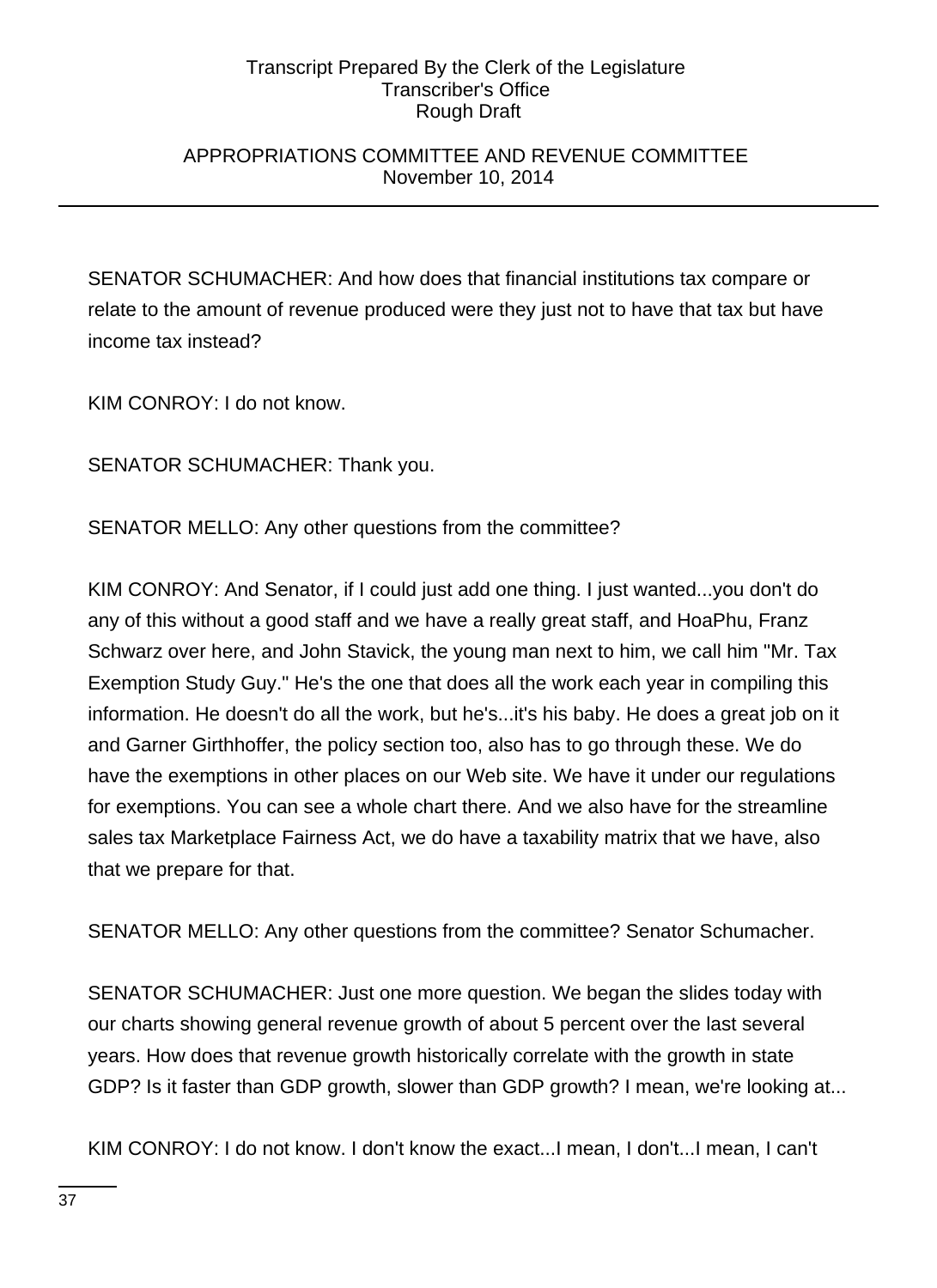SENATOR SCHUMACHER: And how does that financial institutions tax compare or relate to the amount of revenue produced were they just not to have that tax but have income tax instead?

KIM CONROY: I do not know.

SENATOR SCHUMACHER: Thank you.

SENATOR MELLO: Any other questions from the committee?

KIM CONROY: And Senator, if I could just add one thing. I just wanted...you don't do any of this without a good staff and we have a really great staff, and HoaPhu, Franz Schwarz over here, and John Stavick, the young man next to him, we call him "Mr. Tax Exemption Study Guy." He's the one that does all the work each year in compiling this information. He doesn't do all the work, but he's...it's his baby. He does a great job on it and Garner Girthhoffer, the policy section too, also has to go through these. We do have the exemptions in other places on our Web site. We have it under our regulations for exemptions. You can see a whole chart there. And we also have for the streamline sales tax Marketplace Fairness Act, we do have a taxability matrix that we have, also that we prepare for that.

SENATOR MELLO: Any other questions from the committee? Senator Schumacher.

SENATOR SCHUMACHER: Just one more question. We began the slides today with our charts showing general revenue growth of about 5 percent over the last several years. How does that revenue growth historically correlate with the growth in state GDP? Is it faster than GDP growth, slower than GDP growth? I mean, we're looking at...

KIM CONROY: I do not know. I don't know the exact...I mean, I don't...I mean, I can't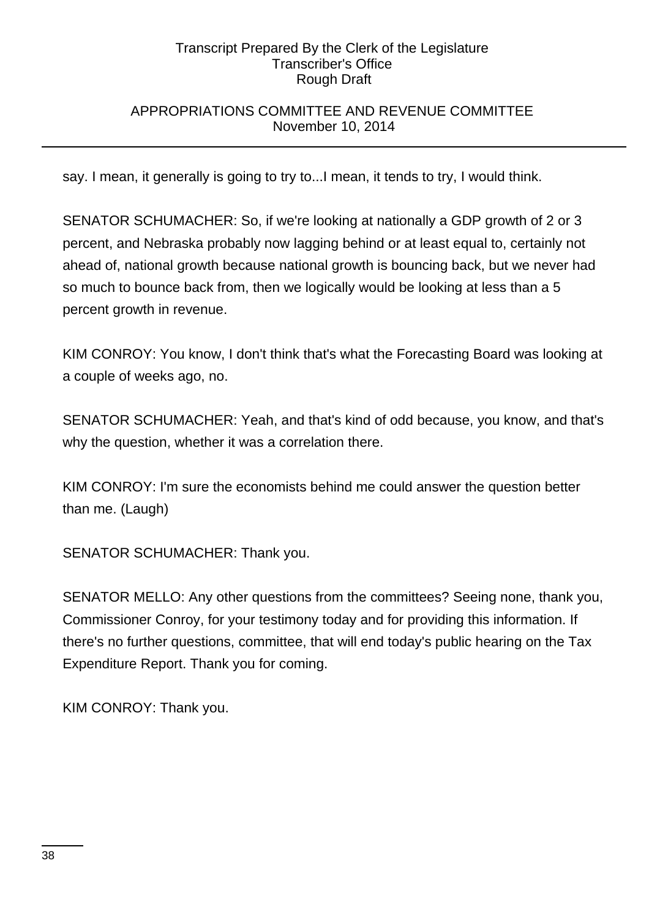say. I mean, it generally is going to try to...I mean, it tends to try, I would think.

SENATOR SCHUMACHER: So, if we're looking at nationally a GDP growth of 2 or 3 percent, and Nebraska probably now lagging behind or at least equal to, certainly not ahead of, national growth because national growth is bouncing back, but we never had so much to bounce back from, then we logically would be looking at less than a 5 percent growth in revenue.

KIM CONROY: You know, I don't think that's what the Forecasting Board was looking at a couple of weeks ago, no.

SENATOR SCHUMACHER: Yeah, and that's kind of odd because, you know, and that's why the question, whether it was a correlation there.

KIM CONROY: I'm sure the economists behind me could answer the question better than me. (Laugh)

SENATOR SCHUMACHER: Thank you.

SENATOR MELLO: Any other questions from the committees? Seeing none, thank you, Commissioner Conroy, for your testimony today and for providing this information. If there's no further questions, committee, that will end today's public hearing on the Tax Expenditure Report. Thank you for coming.

KIM CONROY: Thank you.